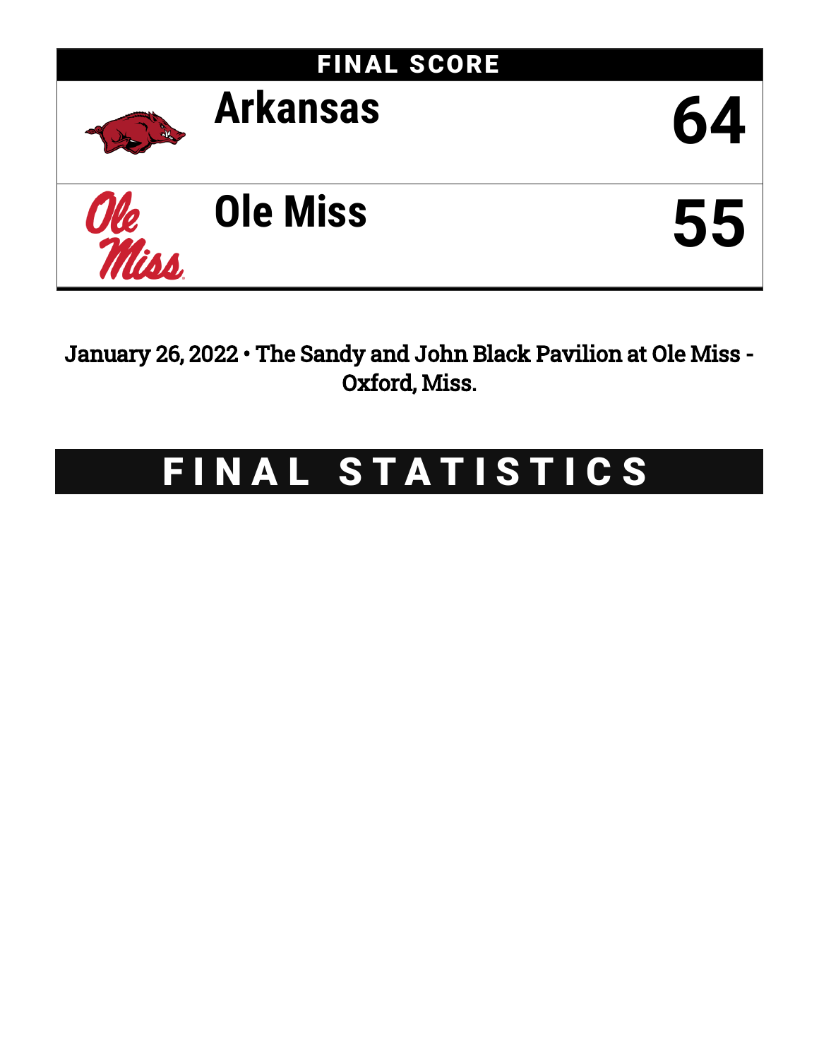## FINAL SCORE

| Team | Score |
| --- | --- |
| Arkansas | 64 |
| Ole Miss | 55 |

January 26, 2022 • The Sandy and John Black Pavilion at Ole Miss - Oxford, Miss.

# FINAL STATISTICS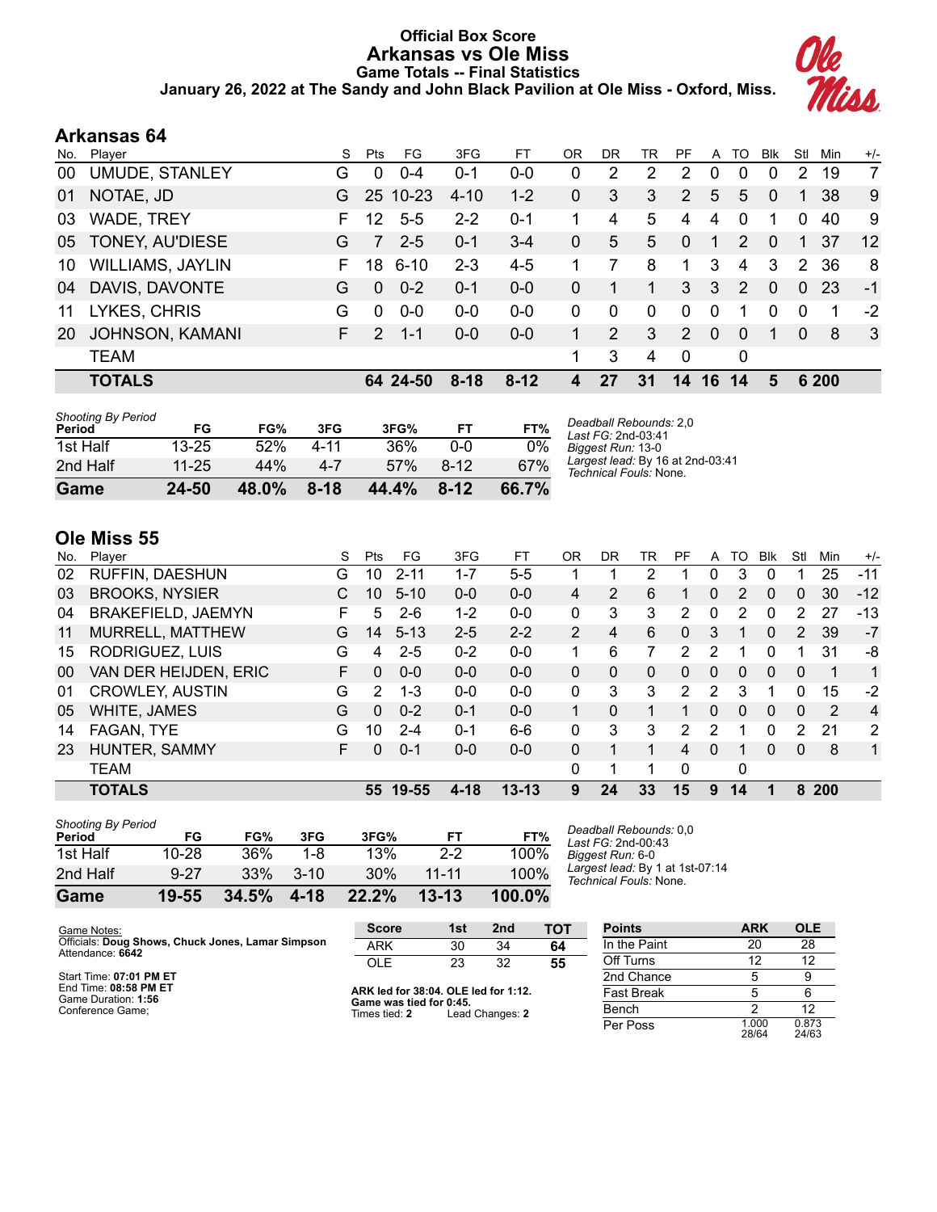# Official Box Score
## Arkansas vs Ole Miss
### Game Totals -- Final Statistics
**January 26, 2022 at The Sandy and John Black Pavilion at Ole Miss - Oxford, Miss.**

## Arkansas 64

| No. | Player | S | Pts | FG | 3FG | FT | OR | DR | TR | PF | A | TO | Blk | Stl | Min | +/- |
|---|---|---|---|---|---|---|---|---|---|---|---|---|---|---|---|---|
| 00 | UMUDE, STANLEY | G | 0 | 0-4 | 0-1 | 0-0 | 0 | 2 | 2 | 2 | 0 | 0 | 0 | 2 | 19 | 7 |
| 01 | NOTAE, JD | G | 25 | 10-23 | 4-10 | 1-2 | 0 | 3 | 3 | 2 | 5 | 5 | 0 | 1 | 38 | 9 |
| 03 | WADE, TREY | F | 12 | 5-5 | 2-2 | 0-1 | 1 | 4 | 5 | 4 | 4 | 0 | 1 | 0 | 40 | 9 |
| 05 | TONEY, AU'DIESE | G | 7 | 2-5 | 0-1 | 3-4 | 0 | 5 | 5 | 0 | 1 | 2 | 0 | 1 | 37 | 12 |
| 10 | WILLIAMS, JAYLIN | F | 18 | 6-10 | 2-3 | 4-5 | 1 | 7 | 8 | 1 | 3 | 4 | 3 | 2 | 36 | 8 |
| 04 | DAVIS, DAVONTE | G | 0 | 0-2 | 0-1 | 0-0 | 0 | 1 | 1 | 3 | 3 | 2 | 0 | 0 | 23 | -1 |
| 11 | LYKES, CHRIS | G | 0 | 0-0 | 0-0 | 0-0 | 0 | 0 | 0 | 0 | 0 | 1 | 0 | 0 | 1 | -2 |
| 20 | JOHNSON, KAMANI | F | 2 | 1-1 | 0-0 | 0-0 | 1 | 2 | 3 | 2 | 0 | 0 | 1 | 0 | 8 | 3 |
| | TEAM | | | | | | 1 | 3 | 4 | 0 | | 0 | | | | |
| | **TOTALS** | | **64** | **24-50** | **8-18** | **8-12** | **4** | **27** | **31** | **14** | **16** | **14** | **5** | **6** | **200** | |

*Shooting By Period*

| Period | FG | FG% | 3FG | 3FG% | FT | FT% |
|---|---|---|---|---|---|---|
| 1st Half | 13-25 | 52% | 4-11 | 36% | 0-0 | 0% |
| 2nd Half | 11-25 | 44% | 4-7 | 57% | 8-12 | 67% |
| **Game** | **24-50** | **48.0%** | **8-18** | **44.4%** | **8-12** | **66.7%** |

*Deadball Rebounds:* 2,0
*Last FG:* 2nd-03:41
*Biggest Run:* 13-0
*Largest lead:* By 16 at 2nd-03:41
*Technical Fouls:* None.

## Ole Miss 55

| No. | Player | S | Pts | FG | 3FG | FT | OR | DR | TR | PF | A | TO | Blk | Stl | Min | +/- |
|---|---|---|---|---|---|---|---|---|---|---|---|---|---|---|---|---|
| 02 | RUFFIN, DAESHUN | G | 10 | 2-11 | 1-7 | 5-5 | 1 | 1 | 2 | 1 | 0 | 3 | 0 | 1 | 25 | -11 |
| 03 | BROOKS, NYSIER | C | 10 | 5-10 | 0-0 | 0-0 | 4 | 2 | 6 | 1 | 0 | 2 | 0 | 0 | 30 | -12 |
| 04 | BRAKEFIELD, JAEMYN | F | 5 | 2-6 | 1-2 | 0-0 | 0 | 3 | 3 | 2 | 0 | 2 | 0 | 2 | 27 | -13 |
| 11 | MURRELL, MATTHEW | G | 14 | 5-13 | 2-5 | 2-2 | 2 | 4 | 6 | 0 | 3 | 1 | 0 | 2 | 39 | -7 |
| 15 | RODRIGUEZ, LUIS | G | 4 | 2-5 | 0-2 | 0-0 | 1 | 6 | 7 | 2 | 2 | 1 | 0 | 1 | 31 | -8 |
| 00 | VAN DER HEIJDEN, ERIC | F | 0 | 0-0 | 0-0 | 0-0 | 0 | 0 | 0 | 0 | 0 | 0 | 0 | 0 | 1 | 1 |
| 01 | CROWLEY, AUSTIN | G | 2 | 1-3 | 0-0 | 0-0 | 0 | 3 | 3 | 2 | 2 | 3 | 1 | 0 | 15 | -2 |
| 05 | WHITE, JAMES | G | 0 | 0-2 | 0-1 | 0-0 | 1 | 0 | 1 | 1 | 0 | 0 | 0 | 0 | 2 | 4 |
| 14 | FAGAN, TYE | G | 10 | 2-4 | 0-1 | 6-6 | 0 | 3 | 3 | 2 | 2 | 1 | 0 | 2 | 21 | 2 |
| 23 | HUNTER, SAMMY | F | 0 | 0-1 | 0-0 | 0-0 | 0 | 1 | 1 | 4 | 0 | 1 | 0 | 0 | 8 | 1 |
| | TEAM | | | | | | 0 | 1 | 1 | 0 | | 0 | | | | |
| | **TOTALS** | | **55** | **19-55** | **4-18** | **13-13** | **9** | **24** | **33** | **15** | **9** | **14** | **1** | **8** | **200** | |

*Shooting By Period*

| Period | FG | FG% | 3FG | 3FG% | FT | FT% |
|---|---|---|---|---|---|---|
| 1st Half | 10-28 | 36% | 1-8 | 13% | 2-2 | 100% |
| 2nd Half | 9-27 | 33% | 3-10 | 30% | 11-11 | 100% |
| **Game** | **19-55** | **34.5%** | **4-18** | **22.2%** | **13-13** | **100.0%** |

*Deadball Rebounds:* 0,0
*Last FG:* 2nd-00:43
*Biggest Run:* 6-0
*Largest lead:* By 1 at 1st-07:14
*Technical Fouls:* None.

Game Notes:
Officials: **Doug Shows, Chuck Jones, Lamar Simpson**
Attendance: **6642**

Start Time: **07:01 PM ET**
End Time: **08:58 PM ET**
Game Duration: **1:56**
Conference Game;

| Score | 1st | 2nd | TOT |
|---|---|---|---|
| ARK | 30 | 34 | **64** |
| OLE | 23 | 32 | **55** |

**ARK led for 38:04. OLE led for 1:12.**
**Game was tied for 0:45.**
Times tied: **2** Lead Changes: **2**

| Points | ARK | OLE |
|---|---|---|
| In the Paint | 20 | 28 |
| Off Turns | 12 | 12 |
| 2nd Chance | 5 | 9 |
| Fast Break | 5 | 6 |
| Bench | 2 | 12 |
| Per Poss | 1.000 28/64 | 0.873 24/63 |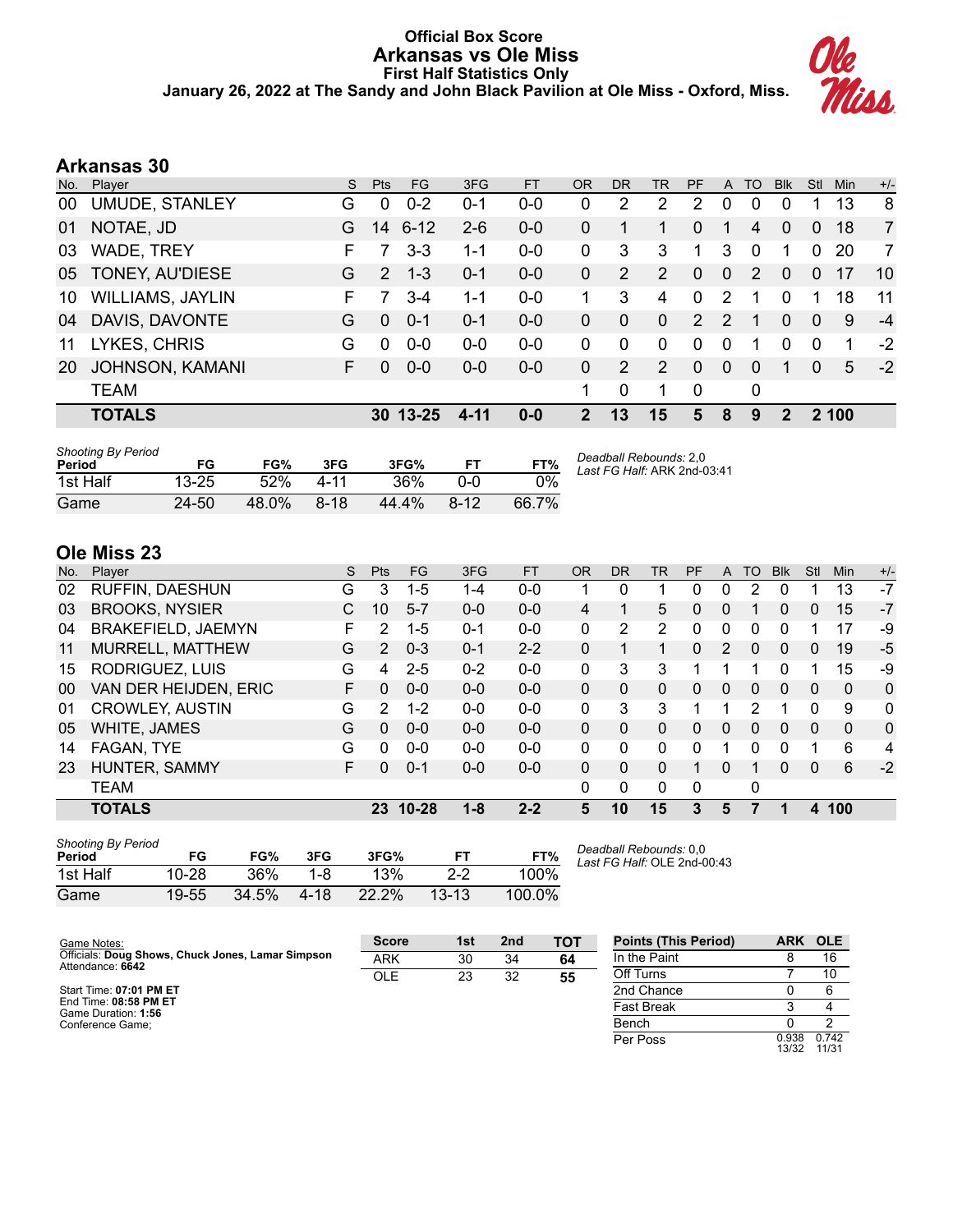# Official Box Score
## Arkansas vs Ole Miss
### First Half Statistics Only
### January 26, 2022 at The Sandy and John Black Pavilion at Ole Miss - Oxford, Miss.

## Arkansas 30

| No. | Player | S | Pts | FG | 3FG | FT | OR | DR | TR | PF | A | TO | Blk | Stl | Min | +/- |
|---|---|---|---|---|---|---|---|---|---|---|---|---|---|---|---|---|
| 00 | UMUDE, STANLEY | G | 0 | 0-2 | 0-1 | 0-0 | 0 | 2 | 2 | 2 | 0 | 0 | 0 | 1 | 13 | 8 |
| 01 | NOTAE, JD | G | 14 | 6-12 | 2-6 | 0-0 | 0 | 1 | 1 | 0 | 1 | 4 | 0 | 0 | 18 | 7 |
| 03 | WADE, TREY | F | 7 | 3-3 | 1-1 | 0-0 | 0 | 3 | 3 | 1 | 3 | 0 | 1 | 0 | 20 | 7 |
| 05 | TONEY, AU'DIESE | G | 2 | 1-3 | 0-1 | 0-0 | 0 | 2 | 2 | 0 | 0 | 2 | 0 | 0 | 17 | 10 |
| 10 | WILLIAMS, JAYLIN | F | 7 | 3-4 | 1-1 | 0-0 | 1 | 3 | 4 | 0 | 2 | 1 | 0 | 1 | 18 | 11 |
| 04 | DAVIS, DAVONTE | G | 0 | 0-1 | 0-1 | 0-0 | 0 | 0 | 0 | 2 | 2 | 1 | 0 | 0 | 9 | -4 |
| 11 | LYKES, CHRIS | G | 0 | 0-0 | 0-0 | 0-0 | 0 | 0 | 0 | 0 | 0 | 1 | 0 | 0 | 1 | -2 |
| 20 | JOHNSON, KAMANI | F | 0 | 0-0 | 0-0 | 0-0 | 0 | 2 | 2 | 0 | 0 | 0 | 1 | 0 | 5 | -2 |
| | TEAM | | | | | | 1 | 0 | 1 | 0 | | 0 | | | | |
| | **TOTALS** | | **30** | **13-25** | **4-11** | **0-0** | **2** | **13** | **15** | **5** | **8** | **9** | **2** | **2** | **100** | |

| Shooting By Period Period | FG | FG% | 3FG | 3FG% | FT | FT% |
|---|---|---|---|---|---|---|
| 1st Half | 13-25 | 52% | 4-11 | 36% | 0-0 | 0% |
| Game | 24-50 | 48.0% | 8-18 | 44.4% | 8-12 | 66.7% |

*Deadball Rebounds:* 2,0
*Last FG Half:* ARK 2nd-03:41

## Ole Miss 23

| No. | Player | S | Pts | FG | 3FG | FT | OR | DR | TR | PF | A | TO | Blk | Stl | Min | +/- |
|---|---|---|---|---|---|---|---|---|---|---|---|---|---|---|---|---|
| 02 | RUFFIN, DAESHUN | G | 3 | 1-5 | 1-4 | 0-0 | 1 | 0 | 1 | 0 | 0 | 2 | 0 | 1 | 13 | -7 |
| 03 | BROOKS, NYSIER | C | 10 | 5-7 | 0-0 | 0-0 | 4 | 1 | 5 | 0 | 0 | 1 | 0 | 0 | 15 | -7 |
| 04 | BRAKEFIELD, JAEMYN | F | 2 | 1-5 | 0-1 | 0-0 | 0 | 2 | 2 | 0 | 0 | 0 | 0 | 1 | 17 | -9 |
| 11 | MURRELL, MATTHEW | G | 2 | 0-3 | 0-1 | 2-2 | 0 | 1 | 1 | 0 | 2 | 0 | 0 | 0 | 19 | -5 |
| 15 | RODRIGUEZ, LUIS | G | 4 | 2-5 | 0-2 | 0-0 | 0 | 3 | 3 | 1 | 1 | 1 | 0 | 1 | 15 | -9 |
| 00 | VAN DER HEIJDEN, ERIC | F | 0 | 0-0 | 0-0 | 0-0 | 0 | 0 | 0 | 0 | 0 | 0 | 0 | 0 | 0 | 0 |
| 01 | CROWLEY, AUSTIN | G | 2 | 1-2 | 0-0 | 0-0 | 0 | 3 | 3 | 1 | 1 | 2 | 1 | 0 | 9 | 0 |
| 05 | WHITE, JAMES | G | 0 | 0-0 | 0-0 | 0-0 | 0 | 0 | 0 | 0 | 0 | 0 | 0 | 0 | 0 | 0 |
| 14 | FAGAN, TYE | G | 0 | 0-0 | 0-0 | 0-0 | 0 | 0 | 0 | 0 | 1 | 0 | 0 | 1 | 6 | 4 |
| 23 | HUNTER, SAMMY | F | 0 | 0-1 | 0-0 | 0-0 | 0 | 0 | 0 | 1 | 0 | 1 | 0 | 0 | 6 | -2 |
| | TEAM | | | | | | 0 | 0 | 0 | 0 | | 0 | | | | |
| | **TOTALS** | | **23** | **10-28** | **1-8** | **2-2** | **5** | **10** | **15** | **3** | **5** | **7** | **1** | **4** | **100** | |

| Shooting By Period Period | FG | FG% | 3FG | 3FG% | FT | FT% |
|---|---|---|---|---|---|---|
| 1st Half | 10-28 | 36% | 1-8 | 13% | 2-2 | 100% |
| Game | 19-55 | 34.5% | 4-18 | 22.2% | 13-13 | 100.0% |

*Deadball Rebounds:* 0,0
*Last FG Half:* OLE 2nd-00:43

Game Notes:
Officials: **Doug Shows, Chuck Jones, Lamar Simpson**
Attendance: **6642**

Start Time: **07:01 PM ET**
End Time: **08:58 PM ET**
Game Duration: **1:56**
Conference Game;

| Score | 1st | 2nd | TOT |
|---|---|---|---|
| ARK | 30 | 34 | **64** |
| OLE | 23 | 32 | **55** |

| Points (This Period) | ARK | OLE |
|---|---|---|
| In the Paint | 8 | 16 |
| Off Turns | 7 | 10 |
| 2nd Chance | 0 | 6 |
| Fast Break | 3 | 4 |
| Bench | 0 | 2 |
| Per Poss | 0.938 13/32 | 0.742 11/31 |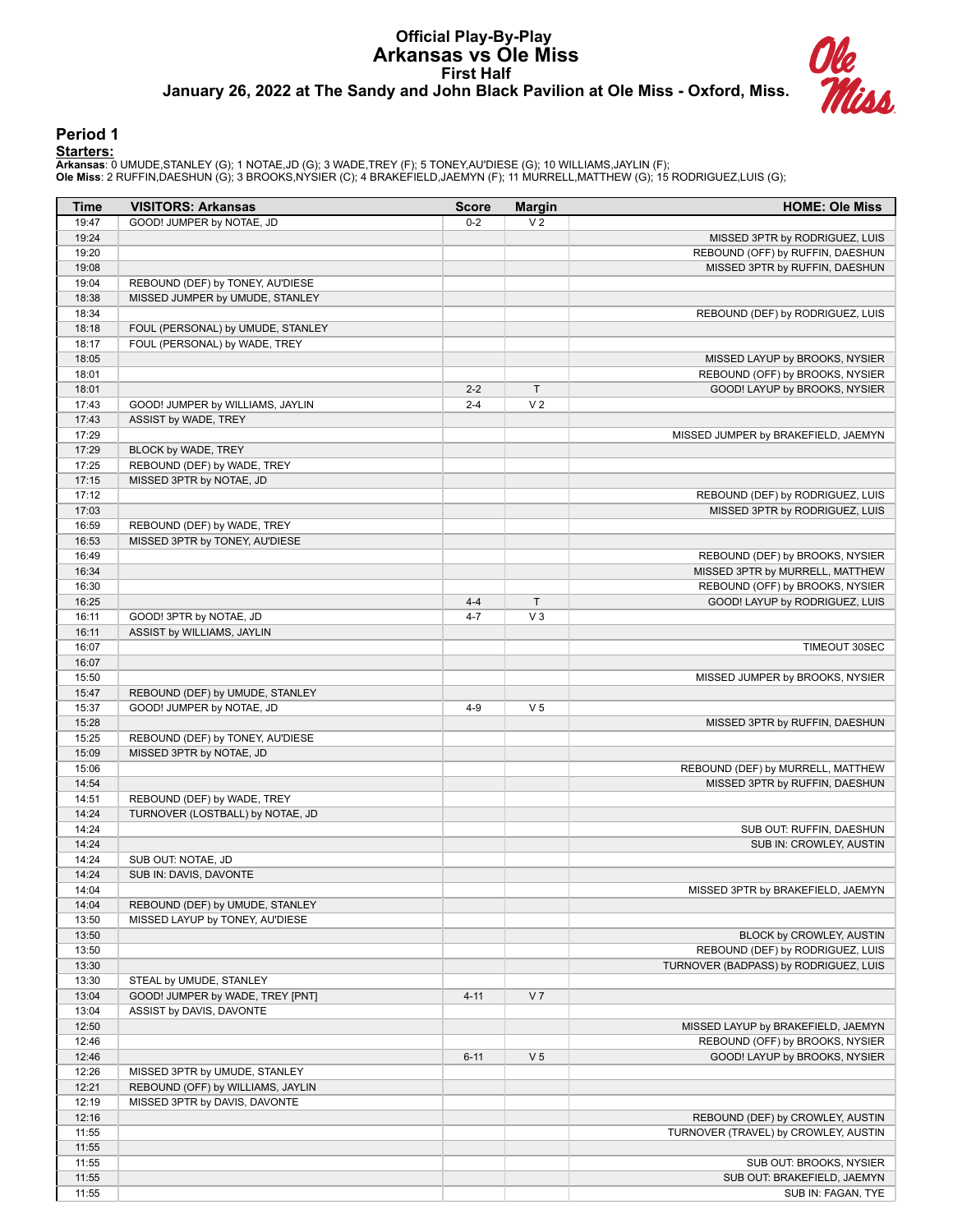# Official Play-By-Play
## Arkansas vs Ole Miss
### First Half
### January 26, 2022 at The Sandy and John Black Pavilion at Ole Miss - Oxford, Miss.

## Period 1

**Starters:**

**Arkansas**: 0 UMUDE,STANLEY (G); 1 NOTAE,JD (G); 3 WADE,TREY (F); 5 TONEY,AU'DIESE (G); 10 WILLIAMS,JAYLIN (F);
**Ole Miss**: 2 RUFFIN,DAESHUN (G); 3 BROOKS,NYSIER (C); 4 BRAKEFIELD,JAEMYN (F); 11 MURRELL,MATTHEW (G); 15 RODRIGUEZ,LUIS (G);

| Time | VISITORS: Arkansas | Score | Margin | HOME: Ole Miss |
|---|---|---|---|---|
| 19:47 | GOOD! JUMPER by NOTAE, JD | 0-2 | V 2 | |
| 19:24 | | | | MISSED 3PTR by RODRIGUEZ, LUIS |
| 19:20 | | | | REBOUND (OFF) by RUFFIN, DAESHUN |
| 19:08 | | | | MISSED 3PTR by RUFFIN, DAESHUN |
| 19:04 | REBOUND (DEF) by TONEY, AU'DIESE | | | |
| 18:38 | MISSED JUMPER by UMUDE, STANLEY | | | |
| 18:34 | | | | REBOUND (DEF) by RODRIGUEZ, LUIS |
| 18:18 | FOUL (PERSONAL) by UMUDE, STANLEY | | | |
| 18:17 | FOUL (PERSONAL) by WADE, TREY | | | |
| 18:05 | | | | MISSED LAYUP by BROOKS, NYSIER |
| 18:01 | | | | REBOUND (OFF) by BROOKS, NYSIER |
| 18:01 | | 2-2 | T | GOOD! LAYUP by BROOKS, NYSIER |
| 17:43 | GOOD! JUMPER by WILLIAMS, JAYLIN | 2-4 | V 2 | |
| 17:43 | ASSIST by WADE, TREY | | | |
| 17:29 | | | | MISSED JUMPER by BRAKEFIELD, JAEMYN |
| 17:29 | BLOCK by WADE, TREY | | | |
| 17:25 | REBOUND (DEF) by WADE, TREY | | | |
| 17:15 | MISSED 3PTR by NOTAE, JD | | | |
| 17:12 | | | | REBOUND (DEF) by RODRIGUEZ, LUIS |
| 17:03 | | | | MISSED 3PTR by RODRIGUEZ, LUIS |
| 16:59 | REBOUND (DEF) by WADE, TREY | | | |
| 16:53 | MISSED 3PTR by TONEY, AU'DIESE | | | |
| 16:49 | | | | REBOUND (DEF) by BROOKS, NYSIER |
| 16:34 | | | | MISSED 3PTR by MURRELL, MATTHEW |
| 16:30 | | | | REBOUND (OFF) by BROOKS, NYSIER |
| 16:25 | | 4-4 | T | GOOD! LAYUP by RODRIGUEZ, LUIS |
| 16:11 | GOOD! 3PTR by NOTAE, JD | 4-7 | V 3 | |
| 16:11 | ASSIST by WILLIAMS, JAYLIN | | | |
| 16:07 | | | | TIMEOUT 30SEC |
| 16:07 | | | | |
| 15:50 | | | | MISSED JUMPER by BROOKS, NYSIER |
| 15:47 | REBOUND (DEF) by UMUDE, STANLEY | | | |
| 15:37 | GOOD! JUMPER by NOTAE, JD | 4-9 | V 5 | |
| 15:28 | | | | MISSED 3PTR by RUFFIN, DAESHUN |
| 15:25 | REBOUND (DEF) by TONEY, AU'DIESE | | | |
| 15:09 | MISSED 3PTR by NOTAE, JD | | | |
| 15:06 | | | | REBOUND (DEF) by MURRELL, MATTHEW |
| 14:54 | | | | MISSED 3PTR by RUFFIN, DAESHUN |
| 14:51 | REBOUND (DEF) by WADE, TREY | | | |
| 14:24 | TURNOVER (LOSTBALL) by NOTAE, JD | | | |
| 14:24 | | | | SUB OUT: RUFFIN, DAESHUN |
| 14:24 | | | | SUB IN: CROWLEY, AUSTIN |
| 14:24 | SUB OUT: NOTAE, JD | | | |
| 14:24 | SUB IN: DAVIS, DAVONTE | | | |
| 14:04 | | | | MISSED 3PTR by BRAKEFIELD, JAEMYN |
| 14:04 | REBOUND (DEF) by UMUDE, STANLEY | | | |
| 13:50 | MISSED LAYUP by TONEY, AU'DIESE | | | |
| 13:50 | | | | BLOCK by CROWLEY, AUSTIN |
| 13:50 | | | | REBOUND (DEF) by RODRIGUEZ, LUIS |
| 13:30 | | | | TURNOVER (BADPASS) by RODRIGUEZ, LUIS |
| 13:30 | STEAL by UMUDE, STANLEY | | | |
| 13:04 | GOOD! JUMPER by WADE, TREY [PNT] | 4-11 | V 7 | |
| 13:04 | ASSIST by DAVIS, DAVONTE | | | |
| 12:50 | | | | MISSED LAYUP by BRAKEFIELD, JAEMYN |
| 12:46 | | | | REBOUND (OFF) by BROOKS, NYSIER |
| 12:46 | | 6-11 | V 5 | GOOD! LAYUP by BROOKS, NYSIER |
| 12:26 | MISSED 3PTR by UMUDE, STANLEY | | | |
| 12:21 | REBOUND (OFF) by WILLIAMS, JAYLIN | | | |
| 12:19 | MISSED 3PTR by DAVIS, DAVONTE | | | |
| 12:16 | | | | REBOUND (DEF) by CROWLEY, AUSTIN |
| 11:55 | | | | TURNOVER (TRAVEL) by CROWLEY, AUSTIN |
| 11:55 | | | | |
| 11:55 | | | | SUB OUT: BROOKS, NYSIER |
| 11:55 | | | | SUB OUT: BRAKEFIELD, JAEMYN |
| 11:55 | | | | SUB IN: FAGAN, TYE |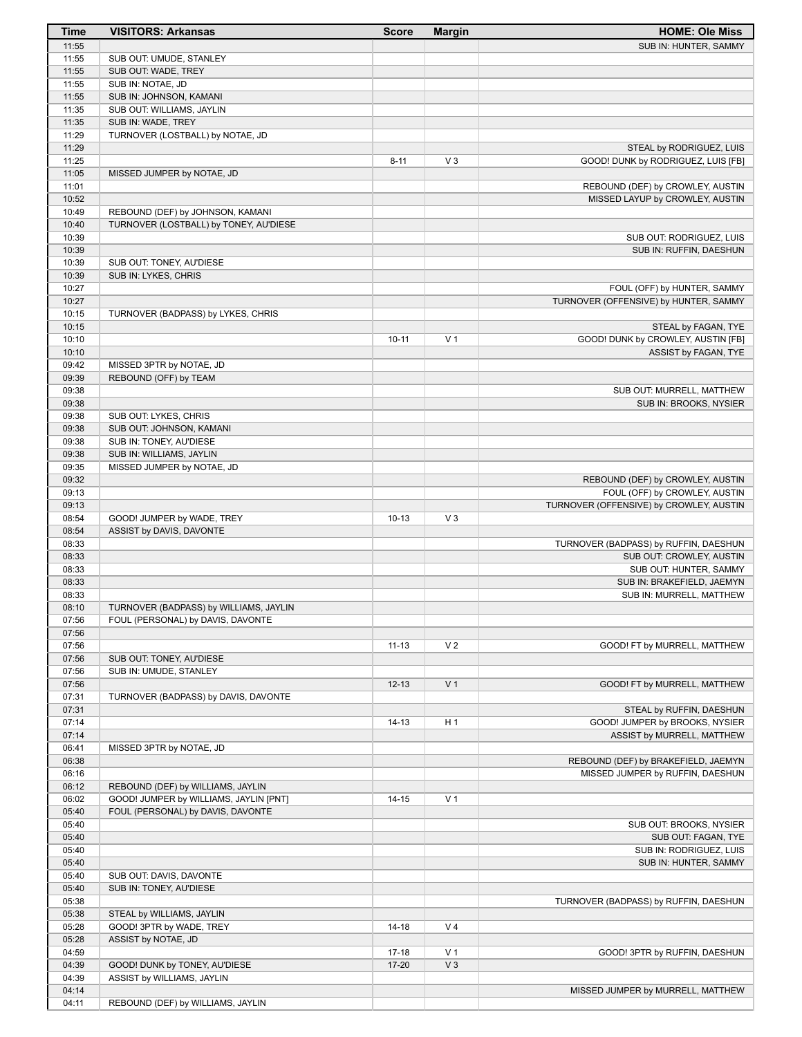| Time | VISITORS: Arkansas | Score | Margin | HOME: Ole Miss |
|---|---|---|---|---|
| 11:55 | | | | SUB IN: HUNTER, SAMMY |
| 11:55 | SUB OUT: UMUDE, STANLEY | | | |
| 11:55 | SUB OUT: WADE, TREY | | | |
| 11:55 | SUB IN: NOTAE, JD | | | |
| 11:55 | SUB IN: JOHNSON, KAMANI | | | |
| 11:35 | SUB OUT: WILLIAMS, JAYLIN | | | |
| 11:35 | SUB IN: WADE, TREY | | | |
| 11:29 | TURNOVER (LOSTBALL) by NOTAE, JD | | | |
| 11:29 | | | | STEAL by RODRIGUEZ, LUIS |
| 11:25 | | 8-11 | V 3 | GOOD! DUNK by RODRIGUEZ, LUIS [FB] |
| 11:05 | MISSED JUMPER by NOTAE, JD | | | |
| 11:01 | | | | REBOUND (DEF) by CROWLEY, AUSTIN |
| 10:52 | | | | MISSED LAYUP by CROWLEY, AUSTIN |
| 10:49 | REBOUND (DEF) by JOHNSON, KAMANI | | | |
| 10:40 | TURNOVER (LOSTBALL) by TONEY, AU'DIESE | | | |
| 10:39 | | | | SUB OUT: RODRIGUEZ, LUIS |
| 10:39 | | | | SUB IN: RUFFIN, DAESHUN |
| 10:39 | SUB OUT: TONEY, AU'DIESE | | | |
| 10:39 | SUB IN: LYKES, CHRIS | | | |
| 10:27 | | | | FOUL (OFF) by HUNTER, SAMMY |
| 10:27 | | | | TURNOVER (OFFENSIVE) by HUNTER, SAMMY |
| 10:15 | TURNOVER (BADPASS) by LYKES, CHRIS | | | |
| 10:15 | | | | STEAL by FAGAN, TYE |
| 10:10 | | 10-11 | V 1 | GOOD! DUNK by CROWLEY, AUSTIN [FB] |
| 10:10 | | | | ASSIST by FAGAN, TYE |
| 09:42 | MISSED 3PTR by NOTAE, JD | | | |
| 09:39 | REBOUND (OFF) by TEAM | | | |
| 09:38 | | | | SUB OUT: MURRELL, MATTHEW |
| 09:38 | | | | SUB IN: BROOKS, NYSIER |
| 09:38 | SUB OUT: LYKES, CHRIS | | | |
| 09:38 | SUB OUT: JOHNSON, KAMANI | | | |
| 09:38 | SUB IN: TONEY, AU'DIESE | | | |
| 09:38 | SUB IN: WILLIAMS, JAYLIN | | | |
| 09:35 | MISSED JUMPER by NOTAE, JD | | | |
| 09:32 | | | | REBOUND (DEF) by CROWLEY, AUSTIN |
| 09:13 | | | | FOUL (OFF) by CROWLEY, AUSTIN |
| 09:13 | | | | TURNOVER (OFFENSIVE) by CROWLEY, AUSTIN |
| 08:54 | GOOD! JUMPER by WADE, TREY | 10-13 | V 3 | |
| 08:54 | ASSIST by DAVIS, DAVONTE | | | |
| 08:33 | | | | TURNOVER (BADPASS) by RUFFIN, DAESHUN |
| 08:33 | | | | SUB OUT: CROWLEY, AUSTIN |
| 08:33 | | | | SUB OUT: HUNTER, SAMMY |
| 08:33 | | | | SUB IN: BRAKEFIELD, JAEMYN |
| 08:33 | | | | SUB IN: MURRELL, MATTHEW |
| 08:10 | TURNOVER (BADPASS) by WILLIAMS, JAYLIN | | | |
| 07:56 | FOUL (PERSONAL) by DAVIS, DAVONTE | | | |
| 07:56 | | | | |
| 07:56 | | 11-13 | V 2 | GOOD! FT by MURRELL, MATTHEW |
| 07:56 | SUB OUT: TONEY, AU'DIESE | | | |
| 07:56 | SUB IN: UMUDE, STANLEY | | | |
| 07:56 | | 12-13 | V 1 | GOOD! FT by MURRELL, MATTHEW |
| 07:31 | TURNOVER (BADPASS) by DAVIS, DAVONTE | | | |
| 07:31 | | | | STEAL by RUFFIN, DAESHUN |
| 07:14 | | 14-13 | H 1 | GOOD! JUMPER by BROOKS, NYSIER |
| 07:14 | | | | ASSIST by MURRELL, MATTHEW |
| 06:41 | MISSED 3PTR by NOTAE, JD | | | |
| 06:38 | | | | REBOUND (DEF) by BRAKEFIELD, JAEMYN |
| 06:16 | | | | MISSED JUMPER by RUFFIN, DAESHUN |
| 06:12 | REBOUND (DEF) by WILLIAMS, JAYLIN | | | |
| 06:02 | GOOD! JUMPER by WILLIAMS, JAYLIN [PNT] | 14-15 | V 1 | |
| 05:40 | FOUL (PERSONAL) by DAVIS, DAVONTE | | | |
| 05:40 | | | | SUB OUT: BROOKS, NYSIER |
| 05:40 | | | | SUB OUT: FAGAN, TYE |
| 05:40 | | | | SUB IN: RODRIGUEZ, LUIS |
| 05:40 | | | | SUB IN: HUNTER, SAMMY |
| 05:40 | SUB OUT: DAVIS, DAVONTE | | | |
| 05:40 | SUB IN: TONEY, AU'DIESE | | | |
| 05:38 | | | | TURNOVER (BADPASS) by RUFFIN, DAESHUN |
| 05:38 | STEAL by WILLIAMS, JAYLIN | | | |
| 05:28 | GOOD! 3PTR by WADE, TREY | 14-18 | V 4 | |
| 05:28 | ASSIST by NOTAE, JD | | | |
| 04:59 | | 17-18 | V 1 | GOOD! 3PTR by RUFFIN, DAESHUN |
| 04:39 | GOOD! DUNK by TONEY, AU'DIESE | 17-20 | V 3 | |
| 04:39 | ASSIST by WILLIAMS, JAYLIN | | | |
| 04:14 | | | | MISSED JUMPER by MURRELL, MATTHEW |
| 04:11 | REBOUND (DEF) by WILLIAMS, JAYLIN | | | |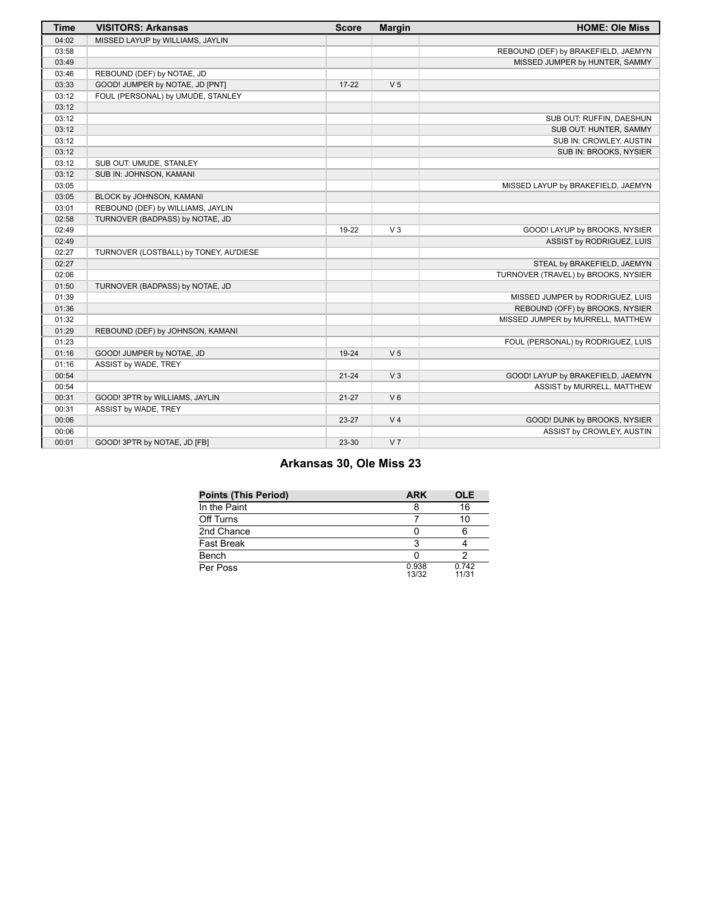| Time | VISITORS: Arkansas | Score | Margin | HOME: Ole Miss |
|---|---|---|---|---|
| 04:02 | MISSED LAYUP by WILLIAMS, JAYLIN | | | |
| 03:58 | | | | REBOUND (DEF) by BRAKEFIELD, JAEMYN |
| 03:49 | | | | MISSED JUMPER by HUNTER, SAMMY |
| 03:46 | REBOUND (DEF) by NOTAE, JD | | | |
| 03:33 | GOOD! JUMPER by NOTAE, JD [PNT] | 17-22 | V 5 | |
| 03:12 | FOUL (PERSONAL) by UMUDE, STANLEY | | | |
| 03:12 | | | | |
| 03:12 | | | | SUB OUT: RUFFIN, DAESHUN |
| 03:12 | | | | SUB OUT: HUNTER, SAMMY |
| 03:12 | | | | SUB IN: CROWLEY, AUSTIN |
| 03:12 | | | | SUB IN: BROOKS, NYSIER |
| 03:12 | SUB OUT: UMUDE, STANLEY | | | |
| 03:12 | SUB IN: JOHNSON, KAMANI | | | |
| 03:05 | | | | MISSED LAYUP by BRAKEFIELD, JAEMYN |
| 03:05 | BLOCK by JOHNSON, KAMANI | | | |
| 03:01 | REBOUND (DEF) by WILLIAMS, JAYLIN | | | |
| 02:58 | TURNOVER (BADPASS) by NOTAE, JD | | | |
| 02:49 | | 19-22 | V 3 | GOOD! LAYUP by BROOKS, NYSIER |
| 02:49 | | | | ASSIST by RODRIGUEZ, LUIS |
| 02:27 | TURNOVER (LOSTBALL) by TONEY, AU'DIESE | | | |
| 02:27 | | | | STEAL by BRAKEFIELD, JAEMYN |
| 02:06 | | | | TURNOVER (TRAVEL) by BROOKS, NYSIER |
| 01:50 | TURNOVER (BADPASS) by NOTAE, JD | | | |
| 01:39 | | | | MISSED JUMPER by RODRIGUEZ, LUIS |
| 01:36 | | | | REBOUND (OFF) by BROOKS, NYSIER |
| 01:32 | | | | MISSED JUMPER by MURRELL, MATTHEW |
| 01:29 | REBOUND (DEF) by JOHNSON, KAMANI | | | |
| 01:23 | | | | FOUL (PERSONAL) by RODRIGUEZ, LUIS |
| 01:16 | GOOD! JUMPER by NOTAE, JD | 19-24 | V 5 | |
| 01:16 | ASSIST by WADE, TREY | | | |
| 00:54 | | 21-24 | V 3 | GOOD! LAYUP by BRAKEFIELD, JAEMYN |
| 00:54 | | | | ASSIST by MURRELL, MATTHEW |
| 00:31 | GOOD! 3PTR by WILLIAMS, JAYLIN | 21-27 | V 6 | |
| 00:31 | ASSIST by WADE, TREY | | | |
| 00:06 | | 23-27 | V 4 | GOOD! DUNK by BROOKS, NYSIER |
| 00:06 | | | | ASSIST by CROWLEY, AUSTIN |
| 00:01 | GOOD! 3PTR by NOTAE, JD [FB] | 23-30 | V 7 | |

## Arkansas 30, Ole Miss 23

| Points (This Period) | ARK | OLE |
|---|---|---|
| In the Paint | 8 | 16 |
| Off Turns | 7 | 10 |
| 2nd Chance | 0 | 6 |
| Fast Break | 3 | 4 |
| Bench | 0 | 2 |
| Per Poss | 0.938 13/32 | 0.742 11/31 |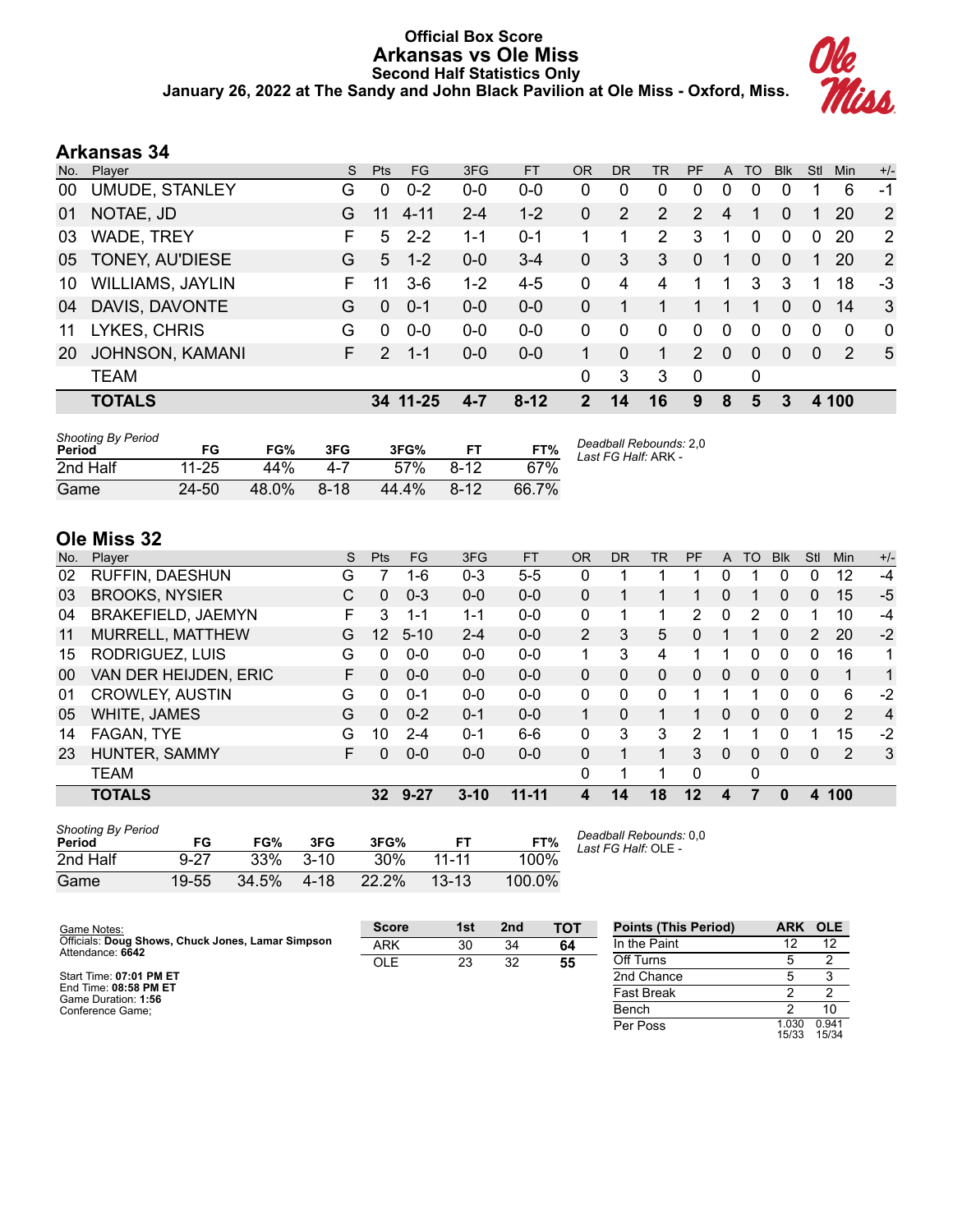# Official Box Score
## Arkansas vs Ole Miss
### Second Half Statistics Only
### January 26, 2022 at The Sandy and John Black Pavilion at Ole Miss - Oxford, Miss.

## Arkansas 34

| No. | Player | S | Pts | FG | 3FG | FT | OR | DR | TR | PF | A | TO | Blk | Stl | Min | +/- |
|---|---|---|---|---|---|---|---|---|---|---|---|---|---|---|---|---|
| 00 | UMUDE, STANLEY | G | 0 | 0-2 | 0-0 | 0-0 | 0 | 0 | 0 | 0 | 0 | 0 | 0 | 1 | 6 | -1 |
| 01 | NOTAE, JD | G | 11 | 4-11 | 2-4 | 1-2 | 0 | 2 | 2 | 2 | 4 | 1 | 0 | 1 | 20 | 2 |
| 03 | WADE, TREY | F | 5 | 2-2 | 1-1 | 0-1 | 1 | 1 | 2 | 3 | 1 | 0 | 0 | 0 | 20 | 2 |
| 05 | TONEY, AU'DIESE | G | 5 | 1-2 | 0-0 | 3-4 | 0 | 3 | 3 | 0 | 1 | 0 | 0 | 1 | 20 | 2 |
| 10 | WILLIAMS, JAYLIN | F | 11 | 3-6 | 1-2 | 4-5 | 0 | 4 | 4 | 1 | 1 | 3 | 3 | 1 | 18 | -3 |
| 04 | DAVIS, DAVONTE | G | 0 | 0-1 | 0-0 | 0-0 | 0 | 1 | 1 | 1 | 1 | 1 | 0 | 0 | 14 | 3 |
| 11 | LYKES, CHRIS | G | 0 | 0-0 | 0-0 | 0-0 | 0 | 0 | 0 | 0 | 0 | 0 | 0 | 0 | 0 | 0 |
| 20 | JOHNSON, KAMANI | F | 2 | 1-1 | 0-0 | 0-0 | 1 | 0 | 1 | 2 | 0 | 0 | 0 | 0 | 2 | 5 |
| | TEAM | | | | | | 0 | 3 | 3 | 0 | | 0 | | | | |
| | **TOTALS** | | **34** | **11-25** | **4-7** | **8-12** | **2** | **14** | **16** | **9** | **8** | **5** | **3** | **4** | **100** | |

*Shooting By Period*

| Period | FG | FG% | 3FG | 3FG% | FT | FT% |
|---|---|---|---|---|---|---|
| 2nd Half | 11-25 | 44% | 4-7 | 57% | 8-12 | 67% |
| Game | 24-50 | 48.0% | 8-18 | 44.4% | 8-12 | 66.7% |

*Deadball Rebounds:* 2,0
*Last FG Half:* ARK -

## Ole Miss 32

| No. | Player | S | Pts | FG | 3FG | FT | OR | DR | TR | PF | A | TO | Blk | Stl | Min | +/- |
|---|---|---|---|---|---|---|---|---|---|---|---|---|---|---|---|---|
| 02 | RUFFIN, DAESHUN | G | 7 | 1-6 | 0-3 | 5-5 | 0 | 1 | 1 | 1 | 0 | 1 | 0 | 0 | 12 | -4 |
| 03 | BROOKS, NYSIER | C | 0 | 0-3 | 0-0 | 0-0 | 0 | 1 | 1 | 1 | 0 | 1 | 0 | 0 | 15 | -5 |
| 04 | BRAKEFIELD, JAEMYN | F | 3 | 1-1 | 1-1 | 0-0 | 0 | 1 | 1 | 2 | 0 | 2 | 0 | 1 | 10 | -4 |
| 11 | MURRELL, MATTHEW | G | 12 | 5-10 | 2-4 | 0-0 | 2 | 3 | 5 | 0 | 1 | 1 | 0 | 2 | 20 | -2 |
| 15 | RODRIGUEZ, LUIS | G | 0 | 0-0 | 0-0 | 0-0 | 1 | 3 | 4 | 1 | 1 | 0 | 0 | 0 | 16 | 1 |
| 00 | VAN DER HEIJDEN, ERIC | F | 0 | 0-0 | 0-0 | 0-0 | 0 | 0 | 0 | 0 | 0 | 0 | 0 | 0 | 1 | 1 |
| 01 | CROWLEY, AUSTIN | G | 0 | 0-1 | 0-0 | 0-0 | 0 | 0 | 0 | 1 | 1 | 1 | 0 | 0 | 6 | -2 |
| 05 | WHITE, JAMES | G | 0 | 0-2 | 0-1 | 0-0 | 1 | 0 | 1 | 1 | 0 | 0 | 0 | 0 | 2 | 4 |
| 14 | FAGAN, TYE | G | 10 | 2-4 | 0-1 | 6-6 | 0 | 3 | 3 | 2 | 1 | 1 | 0 | 1 | 15 | -2 |
| 23 | HUNTER, SAMMY | F | 0 | 0-0 | 0-0 | 0-0 | 0 | 1 | 1 | 3 | 0 | 0 | 0 | 0 | 2 | 3 |
| | TEAM | | | | | | 0 | 1 | 1 | 0 | | 0 | | | | |
| | **TOTALS** | | **32** | **9-27** | **3-10** | **11-11** | **4** | **14** | **18** | **12** | **4** | **7** | **0** | **4** | **100** | |

*Shooting By Period*

| Period | FG | FG% | 3FG | 3FG% | FT | FT% |
|---|---|---|---|---|---|---|
| 2nd Half | 9-27 | 33% | 3-10 | 30% | 11-11 | 100% |
| Game | 19-55 | 34.5% | 4-18 | 22.2% | 13-13 | 100.0% |

*Deadball Rebounds:* 0,0
*Last FG Half:* OLE -

Game Notes:
Officials: **Doug Shows, Chuck Jones, Lamar Simpson**
Attendance: **6642**

Start Time: **07:01 PM ET**
End Time: **08:58 PM ET**
Game Duration: **1:56**
Conference Game;

| Score | 1st | 2nd | TOT |
|---|---|---|---|
| ARK | 30 | 34 | **64** |
| OLE | 23 | 32 | **55** |

| Points (This Period) | ARK | OLE |
|---|---|---|
| In the Paint | 12 | 12 |
| Off Turns | 5 | 2 |
| 2nd Chance | 5 | 3 |
| Fast Break | 2 | 2 |
| Bench | 2 | 10 |
| Per Poss | 1.030 15/33 | 0.941 15/34 |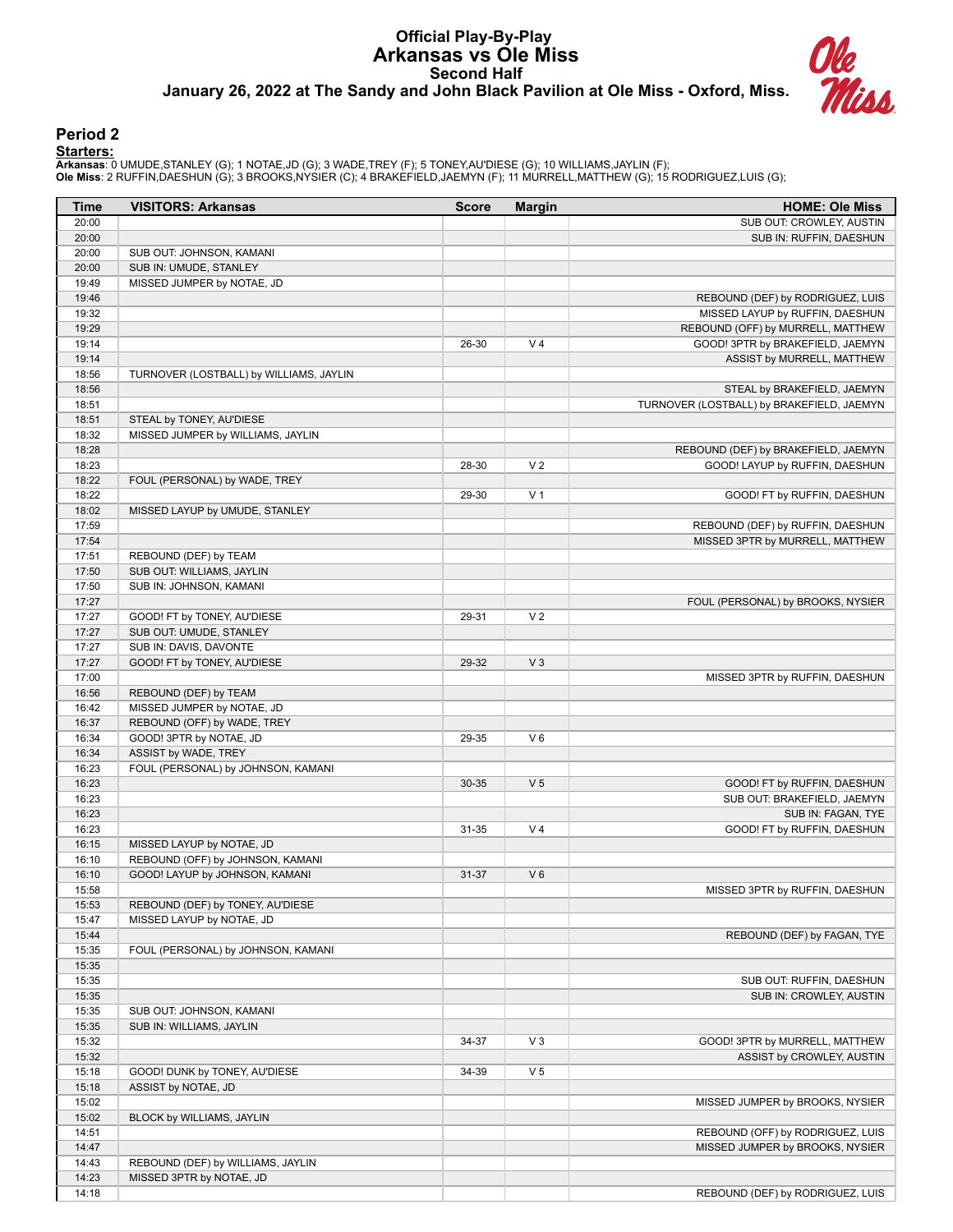# Official Play-By-Play
## Arkansas vs Ole Miss
### Second Half
### January 26, 2022 at The Sandy and John Black Pavilion at Ole Miss - Oxford, Miss.

## Period 2

**Starters:**

**Arkansas**: 0 UMUDE,STANLEY (G); 1 NOTAE,JD (G); 3 WADE,TREY (F); 5 TONEY,AU'DIESE (G); 10 WILLIAMS,JAYLIN (F);
**Ole Miss**: 2 RUFFIN,DAESHUN (G); 3 BROOKS,NYSIER (C); 4 BRAKEFIELD,JAEMYN (F); 11 MURRELL,MATTHEW (G); 15 RODRIGUEZ,LUIS (G);

| Time | VISITORS: Arkansas | Score | Margin | HOME: Ole Miss |
|---|---|---|---|---|
| 20:00 | | | | SUB OUT: CROWLEY, AUSTIN |
| 20:00 | | | | SUB IN: RUFFIN, DAESHUN |
| 20:00 | SUB OUT: JOHNSON, KAMANI | | | |
| 20:00 | SUB IN: UMUDE, STANLEY | | | |
| 19:49 | MISSED JUMPER by NOTAE, JD | | | |
| 19:46 | | | | REBOUND (DEF) by RODRIGUEZ, LUIS |
| 19:32 | | | | MISSED LAYUP by RUFFIN, DAESHUN |
| 19:29 | | | | REBOUND (OFF) by MURRELL, MATTHEW |
| 19:14 | | 26-30 | V 4 | GOOD! 3PTR by BRAKEFIELD, JAEMYN |
| 19:14 | | | | ASSIST by MURRELL, MATTHEW |
| 18:56 | TURNOVER (LOSTBALL) by WILLIAMS, JAYLIN | | | |
| 18:56 | | | | STEAL by BRAKEFIELD, JAEMYN |
| 18:51 | | | | TURNOVER (LOSTBALL) by BRAKEFIELD, JAEMYN |
| 18:51 | STEAL by TONEY, AU'DIESE | | | |
| 18:32 | MISSED JUMPER by WILLIAMS, JAYLIN | | | |
| 18:28 | | | | REBOUND (DEF) by BRAKEFIELD, JAEMYN |
| 18:23 | | 28-30 | V 2 | GOOD! LAYUP by RUFFIN, DAESHUN |
| 18:22 | FOUL (PERSONAL) by WADE, TREY | | | |
| 18:22 | | 29-30 | V 1 | GOOD! FT by RUFFIN, DAESHUN |
| 18:02 | MISSED LAYUP by UMUDE, STANLEY | | | |
| 17:59 | | | | REBOUND (DEF) by RUFFIN, DAESHUN |
| 17:54 | | | | MISSED 3PTR by MURRELL, MATTHEW |
| 17:51 | REBOUND (DEF) by TEAM | | | |
| 17:50 | SUB OUT: WILLIAMS, JAYLIN | | | |
| 17:50 | SUB IN: JOHNSON, KAMANI | | | |
| 17:27 | | | | FOUL (PERSONAL) by BROOKS, NYSIER |
| 17:27 | GOOD! FT by TONEY, AU'DIESE | 29-31 | V 2 | |
| 17:27 | SUB OUT: UMUDE, STANLEY | | | |
| 17:27 | SUB IN: DAVIS, DAVONTE | | | |
| 17:27 | GOOD! FT by TONEY, AU'DIESE | 29-32 | V 3 | |
| 17:00 | | | | MISSED 3PTR by RUFFIN, DAESHUN |
| 16:56 | REBOUND (DEF) by TEAM | | | |
| 16:42 | MISSED JUMPER by NOTAE, JD | | | |
| 16:37 | REBOUND (OFF) by WADE, TREY | | | |
| 16:34 | GOOD! 3PTR by NOTAE, JD | 29-35 | V 6 | |
| 16:34 | ASSIST by WADE, TREY | | | |
| 16:23 | FOUL (PERSONAL) by JOHNSON, KAMANI | | | |
| 16:23 | | 30-35 | V 5 | GOOD! FT by RUFFIN, DAESHUN |
| 16:23 | | | | SUB OUT: BRAKEFIELD, JAEMYN |
| 16:23 | | | | SUB IN: FAGAN, TYE |
| 16:23 | | 31-35 | V 4 | GOOD! FT by RUFFIN, DAESHUN |
| 16:15 | MISSED LAYUP by NOTAE, JD | | | |
| 16:10 | REBOUND (OFF) by JOHNSON, KAMANI | | | |
| 16:10 | GOOD! LAYUP by JOHNSON, KAMANI | 31-37 | V 6 | |
| 15:58 | | | | MISSED 3PTR by RUFFIN, DAESHUN |
| 15:53 | REBOUND (DEF) by TONEY, AU'DIESE | | | |
| 15:47 | MISSED LAYUP by NOTAE, JD | | | |
| 15:44 | | | | REBOUND (DEF) by FAGAN, TYE |
| 15:35 | FOUL (PERSONAL) by JOHNSON, KAMANI | | | |
| 15:35 | | | | |
| 15:35 | | | | SUB OUT: RUFFIN, DAESHUN |
| 15:35 | | | | SUB IN: CROWLEY, AUSTIN |
| 15:35 | SUB OUT: JOHNSON, KAMANI | | | |
| 15:35 | SUB IN: WILLIAMS, JAYLIN | | | |
| 15:32 | | 34-37 | V 3 | GOOD! 3PTR by MURRELL, MATTHEW |
| 15:32 | | | | ASSIST by CROWLEY, AUSTIN |
| 15:18 | GOOD! DUNK by TONEY, AU'DIESE | 34-39 | V 5 | |
| 15:18 | ASSIST by NOTAE, JD | | | |
| 15:02 | | | | MISSED JUMPER by BROOKS, NYSIER |
| 15:02 | BLOCK by WILLIAMS, JAYLIN | | | |
| 14:51 | | | | REBOUND (OFF) by RODRIGUEZ, LUIS |
| 14:47 | | | | MISSED JUMPER by BROOKS, NYSIER |
| 14:43 | REBOUND (DEF) by WILLIAMS, JAYLIN | | | |
| 14:23 | MISSED 3PTR by NOTAE, JD | | | |
| 14:18 | | | | REBOUND (DEF) by RODRIGUEZ, LUIS |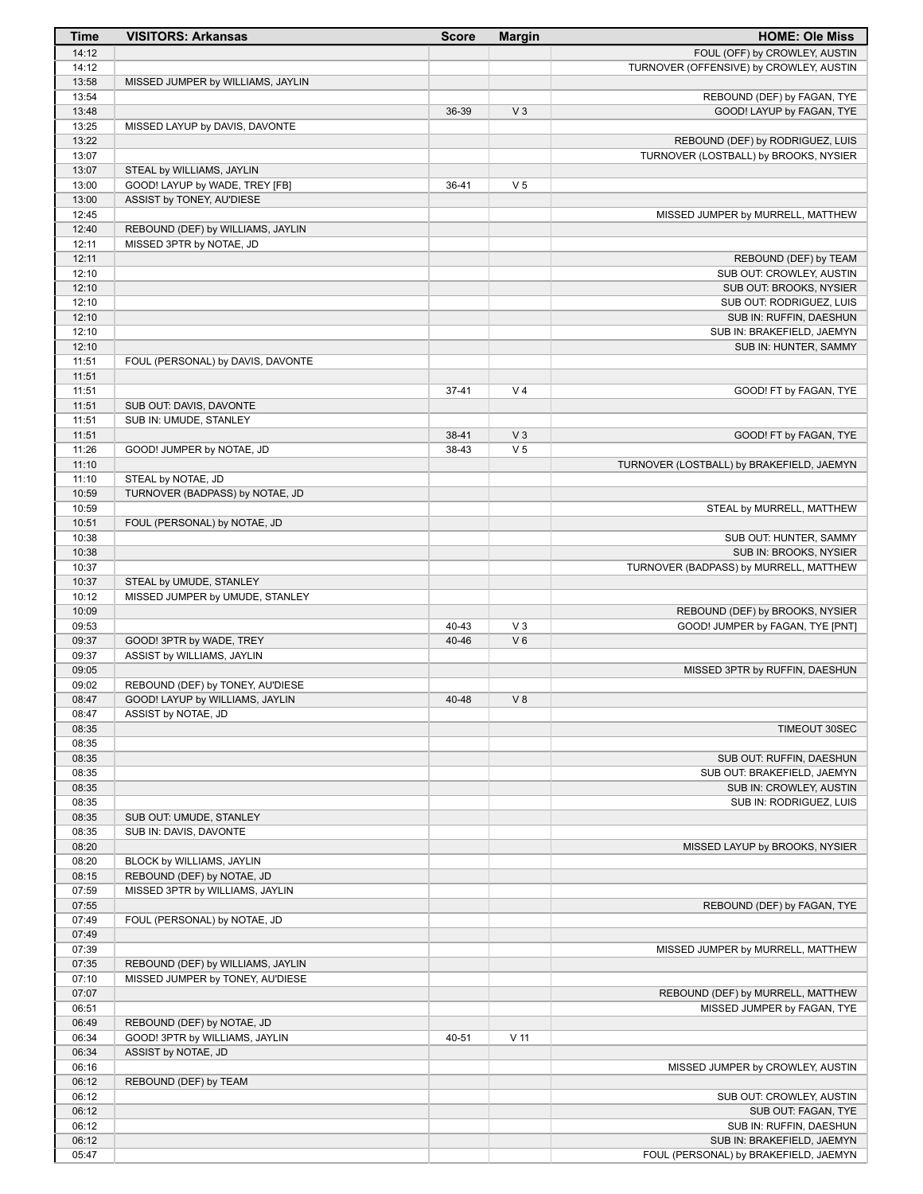| Time | VISITORS: Arkansas | Score | Margin | HOME: Ole Miss |
|---|---|---|---|---|
| 14:12 | | | | FOUL (OFF) by CROWLEY, AUSTIN |
| 14:12 | | | | TURNOVER (OFFENSIVE) by CROWLEY, AUSTIN |
| 13:58 | MISSED JUMPER by WILLIAMS, JAYLIN | | | |
| 13:54 | | | | REBOUND (DEF) by FAGAN, TYE |
| 13:48 | | 36-39 | V 3 | GOOD! LAYUP by FAGAN, TYE |
| 13:25 | MISSED LAYUP by DAVIS, DAVONTE | | | |
| 13:22 | | | | REBOUND (DEF) by RODRIGUEZ, LUIS |
| 13:07 | | | | TURNOVER (LOSTBALL) by BROOKS, NYSIER |
| 13:07 | STEAL by WILLIAMS, JAYLIN | | | |
| 13:00 | GOOD! LAYUP by WADE, TREY [FB] | 36-41 | V 5 | |
| 13:00 | ASSIST by TONEY, AU'DIESE | | | |
| 12:45 | | | | MISSED JUMPER by MURRELL, MATTHEW |
| 12:40 | REBOUND (DEF) by WILLIAMS, JAYLIN | | | |
| 12:11 | MISSED 3PTR by NOTAE, JD | | | |
| 12:11 | | | | REBOUND (DEF) by TEAM |
| 12:10 | | | | SUB OUT: CROWLEY, AUSTIN |
| 12:10 | | | | SUB OUT: BROOKS, NYSIER |
| 12:10 | | | | SUB OUT: RODRIGUEZ, LUIS |
| 12:10 | | | | SUB IN: RUFFIN, DAESHUN |
| 12:10 | | | | SUB IN: BRAKEFIELD, JAEMYN |
| 12:10 | | | | SUB IN: HUNTER, SAMMY |
| 11:51 | FOUL (PERSONAL) by DAVIS, DAVONTE | | | |
| 11:51 | | | | |
| 11:51 | | 37-41 | V 4 | GOOD! FT by FAGAN, TYE |
| 11:51 | SUB OUT: DAVIS, DAVONTE | | | |
| 11:51 | SUB IN: UMUDE, STANLEY | | | |
| 11:51 | | 38-41 | V 3 | GOOD! FT by FAGAN, TYE |
| 11:26 | GOOD! JUMPER by NOTAE, JD | 38-43 | V 5 | |
| 11:10 | | | | TURNOVER (LOSTBALL) by BRAKEFIELD, JAEMYN |
| 11:10 | STEAL by NOTAE, JD | | | |
| 10:59 | TURNOVER (BADPASS) by NOTAE, JD | | | |
| 10:59 | | | | STEAL by MURRELL, MATTHEW |
| 10:51 | FOUL (PERSONAL) by NOTAE, JD | | | |
| 10:38 | | | | SUB OUT: HUNTER, SAMMY |
| 10:38 | | | | SUB IN: BROOKS, NYSIER |
| 10:37 | | | | TURNOVER (BADPASS) by MURRELL, MATTHEW |
| 10:37 | STEAL by UMUDE, STANLEY | | | |
| 10:12 | MISSED JUMPER by UMUDE, STANLEY | | | |
| 10:09 | | | | REBOUND (DEF) by BROOKS, NYSIER |
| 09:53 | | 40-43 | V 3 | GOOD! JUMPER by FAGAN, TYE [PNT] |
| 09:37 | GOOD! 3PTR by WADE, TREY | 40-46 | V 6 | |
| 09:37 | ASSIST by WILLIAMS, JAYLIN | | | |
| 09:05 | | | | MISSED 3PTR by RUFFIN, DAESHUN |
| 09:02 | REBOUND (DEF) by TONEY, AU'DIESE | | | |
| 08:47 | GOOD! LAYUP by WILLIAMS, JAYLIN | 40-48 | V 8 | |
| 08:47 | ASSIST by NOTAE, JD | | | |
| 08:35 | | | | TIMEOUT 30SEC |
| 08:35 | | | | |
| 08:35 | | | | SUB OUT: RUFFIN, DAESHUN |
| 08:35 | | | | SUB OUT: BRAKEFIELD, JAEMYN |
| 08:35 | | | | SUB IN: CROWLEY, AUSTIN |
| 08:35 | | | | SUB IN: RODRIGUEZ, LUIS |
| 08:35 | SUB OUT: UMUDE, STANLEY | | | |
| 08:35 | SUB IN: DAVIS, DAVONTE | | | |
| 08:20 | | | | MISSED LAYUP by BROOKS, NYSIER |
| 08:20 | BLOCK by WILLIAMS, JAYLIN | | | |
| 08:15 | REBOUND (DEF) by NOTAE, JD | | | |
| 07:59 | MISSED 3PTR by WILLIAMS, JAYLIN | | | |
| 07:55 | | | | REBOUND (DEF) by FAGAN, TYE |
| 07:49 | FOUL (PERSONAL) by NOTAE, JD | | | |
| 07:49 | | | | |
| 07:39 | | | | MISSED JUMPER by MURRELL, MATTHEW |
| 07:35 | REBOUND (DEF) by WILLIAMS, JAYLIN | | | |
| 07:10 | MISSED JUMPER by TONEY, AU'DIESE | | | |
| 07:07 | | | | REBOUND (DEF) by MURRELL, MATTHEW |
| 06:51 | | | | MISSED JUMPER by FAGAN, TYE |
| 06:49 | REBOUND (DEF) by NOTAE, JD | | | |
| 06:34 | GOOD! 3PTR by WILLIAMS, JAYLIN | 40-51 | V 11 | |
| 06:34 | ASSIST by NOTAE, JD | | | |
| 06:16 | | | | MISSED JUMPER by CROWLEY, AUSTIN |
| 06:12 | REBOUND (DEF) by TEAM | | | |
| 06:12 | | | | SUB OUT: CROWLEY, AUSTIN |
| 06:12 | | | | SUB OUT: FAGAN, TYE |
| 06:12 | | | | SUB IN: RUFFIN, DAESHUN |
| 06:12 | | | | SUB IN: BRAKEFIELD, JAEMYN |
| 05:47 | | | | FOUL (PERSONAL) by BRAKEFIELD, JAEMYN |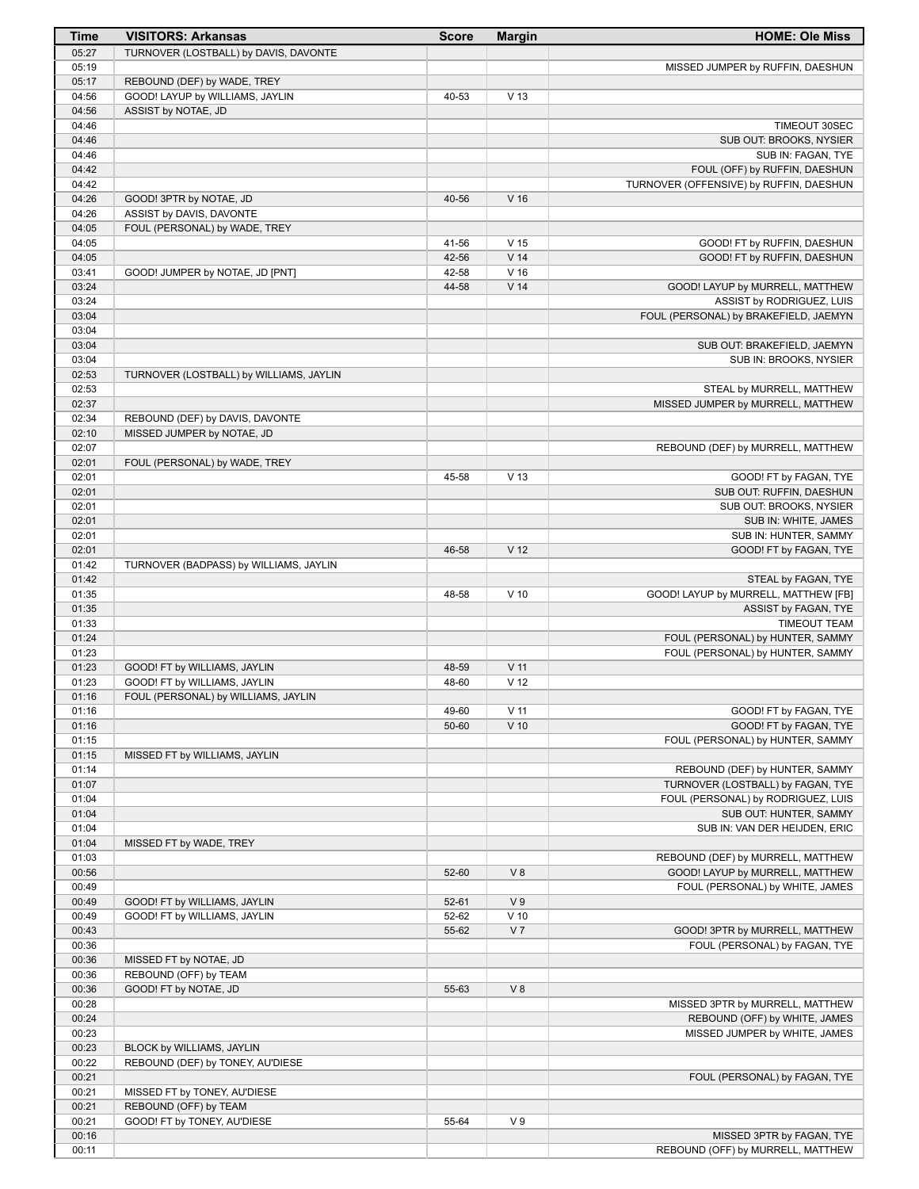| Time | VISITORS: Arkansas | Score | Margin | HOME: Ole Miss |
|---|---|---|---|---|
| 05:27 | TURNOVER (LOSTBALL) by DAVIS, DAVONTE | | | |
| 05:19 | | | | MISSED JUMPER by RUFFIN, DAESHUN |
| 05:17 | REBOUND (DEF) by WADE, TREY | | | |
| 04:56 | GOOD! LAYUP by WILLIAMS, JAYLIN | 40-53 | V 13 | |
| 04:56 | ASSIST by NOTAE, JD | | | |
| 04:46 | | | | TIMEOUT 30SEC |
| 04:46 | | | | SUB OUT: BROOKS, NYSIER |
| 04:46 | | | | SUB IN: FAGAN, TYE |
| 04:42 | | | | FOUL (OFF) by RUFFIN, DAESHUN |
| 04:42 | | | | TURNOVER (OFFENSIVE) by RUFFIN, DAESHUN |
| 04:26 | GOOD! 3PTR by NOTAE, JD | 40-56 | V 16 | |
| 04:26 | ASSIST by DAVIS, DAVONTE | | | |
| 04:05 | FOUL (PERSONAL) by WADE, TREY | | | |
| 04:05 | | 41-56 | V 15 | GOOD! FT by RUFFIN, DAESHUN |
| 04:05 | | 42-56 | V 14 | GOOD! FT by RUFFIN, DAESHUN |
| 03:41 | GOOD! JUMPER by NOTAE, JD [PNT] | 42-58 | V 16 | |
| 03:24 | | 44-58 | V 14 | GOOD! LAYUP by MURRELL, MATTHEW |
| 03:24 | | | | ASSIST by RODRIGUEZ, LUIS |
| 03:04 | | | | FOUL (PERSONAL) by BRAKEFIELD, JAEMYN |
| 03:04 | | | | |
| 03:04 | | | | SUB OUT: BRAKEFIELD, JAEMYN |
| 03:04 | | | | SUB IN: BROOKS, NYSIER |
| 02:53 | TURNOVER (LOSTBALL) by WILLIAMS, JAYLIN | | | |
| 02:53 | | | | STEAL by MURRELL, MATTHEW |
| 02:37 | | | | MISSED JUMPER by MURRELL, MATTHEW |
| 02:34 | REBOUND (DEF) by DAVIS, DAVONTE | | | |
| 02:10 | MISSED JUMPER by NOTAE, JD | | | |
| 02:07 | | | | REBOUND (DEF) by MURRELL, MATTHEW |
| 02:01 | FOUL (PERSONAL) by WADE, TREY | | | |
| 02:01 | | 45-58 | V 13 | GOOD! FT by FAGAN, TYE |
| 02:01 | | | | SUB OUT: RUFFIN, DAESHUN |
| 02:01 | | | | SUB OUT: BROOKS, NYSIER |
| 02:01 | | | | SUB IN: WHITE, JAMES |
| 02:01 | | | | SUB IN: HUNTER, SAMMY |
| 02:01 | | 46-58 | V 12 | GOOD! FT by FAGAN, TYE |
| 01:42 | TURNOVER (BADPASS) by WILLIAMS, JAYLIN | | | |
| 01:42 | | | | STEAL by FAGAN, TYE |
| 01:35 | | 48-58 | V 10 | GOOD! LAYUP by MURRELL, MATTHEW [FB] |
| 01:35 | | | | ASSIST by FAGAN, TYE |
| 01:33 | | | | TIMEOUT TEAM |
| 01:24 | | | | FOUL (PERSONAL) by HUNTER, SAMMY |
| 01:23 | | | | FOUL (PERSONAL) by HUNTER, SAMMY |
| 01:23 | GOOD! FT by WILLIAMS, JAYLIN | 48-59 | V 11 | |
| 01:23 | GOOD! FT by WILLIAMS, JAYLIN | 48-60 | V 12 | |
| 01:16 | FOUL (PERSONAL) by WILLIAMS, JAYLIN | | | |
| 01:16 | | 49-60 | V 11 | GOOD! FT by FAGAN, TYE |
| 01:16 | | 50-60 | V 10 | GOOD! FT by FAGAN, TYE |
| 01:15 | | | | FOUL (PERSONAL) by HUNTER, SAMMY |
| 01:15 | MISSED FT by WILLIAMS, JAYLIN | | | |
| 01:14 | | | | REBOUND (DEF) by HUNTER, SAMMY |
| 01:07 | | | | TURNOVER (LOSTBALL) by FAGAN, TYE |
| 01:04 | | | | FOUL (PERSONAL) by RODRIGUEZ, LUIS |
| 01:04 | | | | SUB OUT: HUNTER, SAMMY |
| 01:04 | | | | SUB IN: VAN DER HEIJDEN, ERIC |
| 01:04 | MISSED FT by WADE, TREY | | | |
| 01:03 | | | | REBOUND (DEF) by MURRELL, MATTHEW |
| 00:56 | | 52-60 | V 8 | GOOD! LAYUP by MURRELL, MATTHEW |
| 00:49 | | | | FOUL (PERSONAL) by WHITE, JAMES |
| 00:49 | GOOD! FT by WILLIAMS, JAYLIN | 52-61 | V 9 | |
| 00:49 | GOOD! FT by WILLIAMS, JAYLIN | 52-62 | V 10 | |
| 00:43 | | 55-62 | V 7 | GOOD! 3PTR by MURRELL, MATTHEW |
| 00:36 | | | | FOUL (PERSONAL) by FAGAN, TYE |
| 00:36 | MISSED FT by NOTAE, JD | | | |
| 00:36 | REBOUND (OFF) by TEAM | | | |
| 00:36 | GOOD! FT by NOTAE, JD | 55-63 | V 8 | |
| 00:28 | | | | MISSED 3PTR by MURRELL, MATTHEW |
| 00:24 | | | | REBOUND (OFF) by WHITE, JAMES |
| 00:23 | | | | MISSED JUMPER by WHITE, JAMES |
| 00:23 | BLOCK by WILLIAMS, JAYLIN | | | |
| 00:22 | REBOUND (DEF) by TONEY, AU'DIESE | | | |
| 00:21 | | | | FOUL (PERSONAL) by FAGAN, TYE |
| 00:21 | MISSED FT by TONEY, AU'DIESE | | | |
| 00:21 | REBOUND (OFF) by TEAM | | | |
| 00:21 | GOOD! FT by TONEY, AU'DIESE | 55-64 | V 9 | |
| 00:16 | | | | MISSED 3PTR by FAGAN, TYE |
| 00:11 | | | | REBOUND (OFF) by MURRELL, MATTHEW |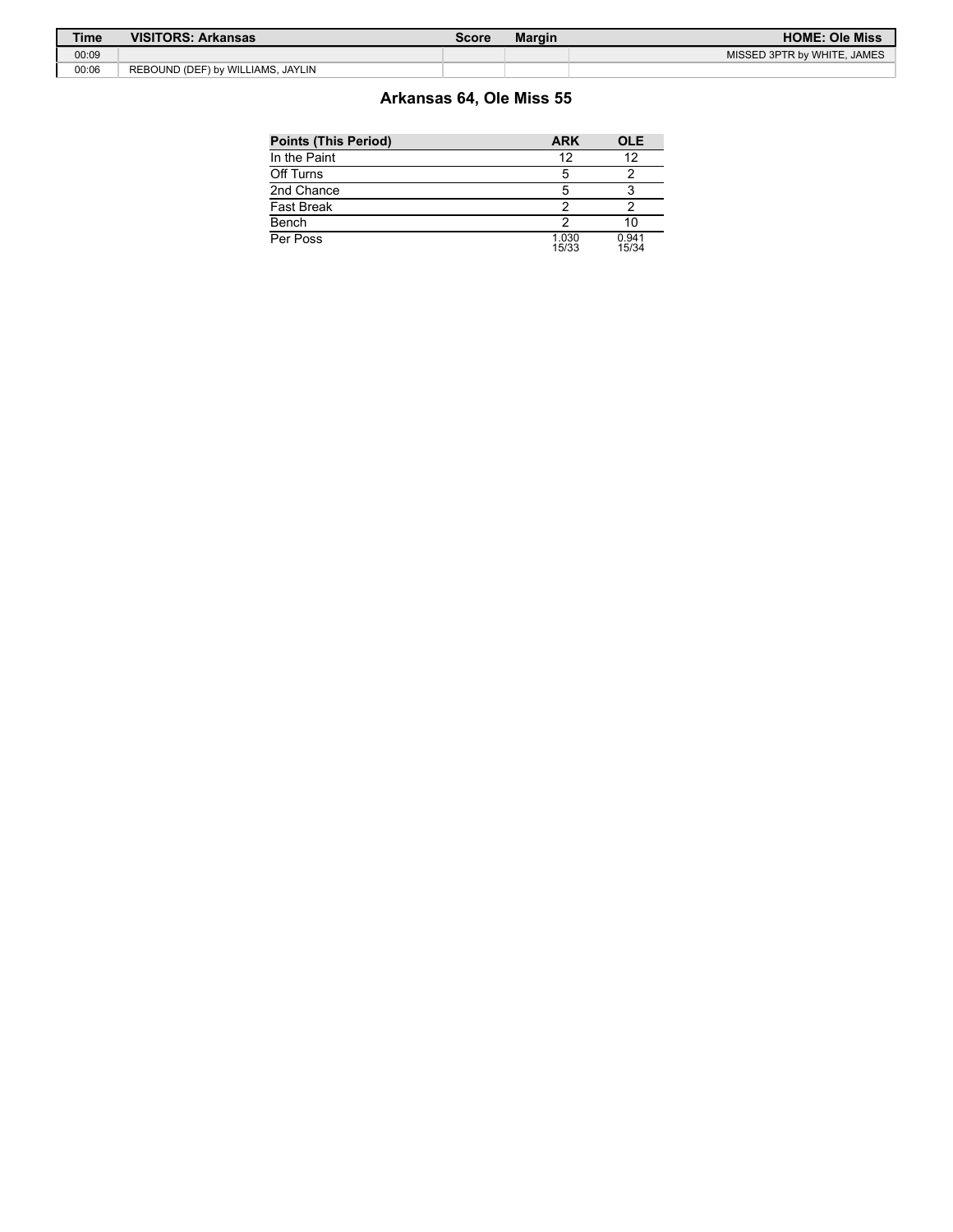| Time | VISITORS: Arkansas | Score | Margin | HOME: Ole Miss |
| --- | --- | --- | --- | --- |
| 00:09 | | | | MISSED 3PTR by WHITE, JAMES |
| 00:06 | REBOUND (DEF) by WILLIAMS, JAYLIN | | | |

## Arkansas 64, Ole Miss 55

| Points (This Period) | ARK | OLE |
| --- | --- | --- |
| In the Paint | 12 | 12 |
| Off Turns | 5 | 2 |
| 2nd Chance | 5 | 3 |
| Fast Break | 2 | 2 |
| Bench | 2 | 10 |
| Per Poss | 1.030 15/33 | 0.941 15/34 |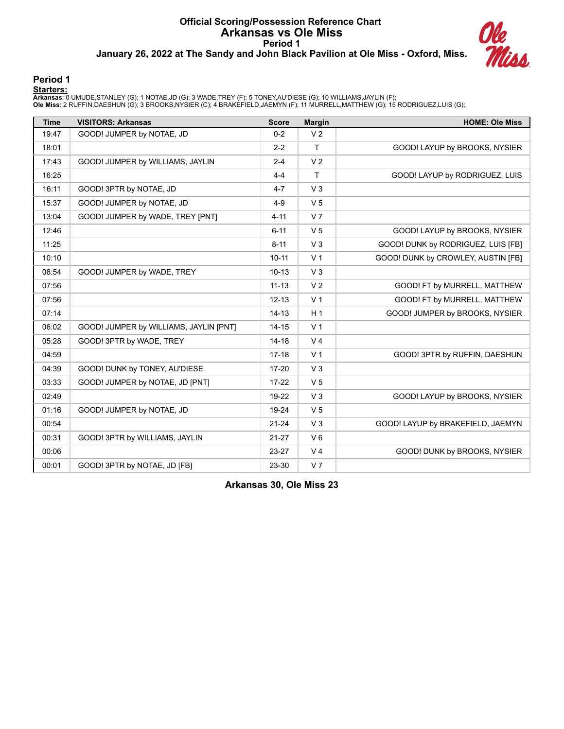# Official Scoring/Possession Reference Chart
# Arkansas vs Ole Miss
## Period 1
### January 26, 2022 at The Sandy and John Black Pavilion at Ole Miss - Oxford, Miss.

## Period 1

**Starters:**

**Arkansas**: 0 UMUDE,STANLEY (G); 1 NOTAE,JD (G); 3 WADE,TREY (F); 5 TONEY,AU'DIESE (G); 10 WILLIAMS,JAYLIN (F);
**Ole Miss**: 2 RUFFIN,DAESHUN (G); 3 BROOKS,NYSIER (C); 4 BRAKEFIELD,JAEMYN (F); 11 MURRELL,MATTHEW (G); 15 RODRIGUEZ,LUIS (G);

| Time | VISITORS: Arkansas | Score | Margin | HOME: Ole Miss |
|---|---|---|---|---|
| 19:47 | GOOD! JUMPER by NOTAE, JD | 0-2 | V 2 | |
| 18:01 | | 2-2 | T | GOOD! LAYUP by BROOKS, NYSIER |
| 17:43 | GOOD! JUMPER by WILLIAMS, JAYLIN | 2-4 | V 2 | |
| 16:25 | | 4-4 | T | GOOD! LAYUP by RODRIGUEZ, LUIS |
| 16:11 | GOOD! 3PTR by NOTAE, JD | 4-7 | V 3 | |
| 15:37 | GOOD! JUMPER by NOTAE, JD | 4-9 | V 5 | |
| 13:04 | GOOD! JUMPER by WADE, TREY [PNT] | 4-11 | V 7 | |
| 12:46 | | 6-11 | V 5 | GOOD! LAYUP by BROOKS, NYSIER |
| 11:25 | | 8-11 | V 3 | GOOD! DUNK by RODRIGUEZ, LUIS [FB] |
| 10:10 | | 10-11 | V 1 | GOOD! DUNK by CROWLEY, AUSTIN [FB] |
| 08:54 | GOOD! JUMPER by WADE, TREY | 10-13 | V 3 | |
| 07:56 | | 11-13 | V 2 | GOOD! FT by MURRELL, MATTHEW |
| 07:56 | | 12-13 | V 1 | GOOD! FT by MURRELL, MATTHEW |
| 07:14 | | 14-13 | H 1 | GOOD! JUMPER by BROOKS, NYSIER |
| 06:02 | GOOD! JUMPER by WILLIAMS, JAYLIN [PNT] | 14-15 | V 1 | |
| 05:28 | GOOD! 3PTR by WADE, TREY | 14-18 | V 4 | |
| 04:59 | | 17-18 | V 1 | GOOD! 3PTR by RUFFIN, DAESHUN |
| 04:39 | GOOD! DUNK by TONEY, AU'DIESE | 17-20 | V 3 | |
| 03:33 | GOOD! JUMPER by NOTAE, JD [PNT] | 17-22 | V 5 | |
| 02:49 | | 19-22 | V 3 | GOOD! LAYUP by BROOKS, NYSIER |
| 01:16 | GOOD! JUMPER by NOTAE, JD | 19-24 | V 5 | |
| 00:54 | | 21-24 | V 3 | GOOD! LAYUP by BRAKEFIELD, JAEMYN |
| 00:31 | GOOD! 3PTR by WILLIAMS, JAYLIN | 21-27 | V 6 | |
| 00:06 | | 23-27 | V 4 | GOOD! DUNK by BROOKS, NYSIER |
| 00:01 | GOOD! 3PTR by NOTAE, JD [FB] | 23-30 | V 7 | |

**Arkansas 30, Ole Miss 23**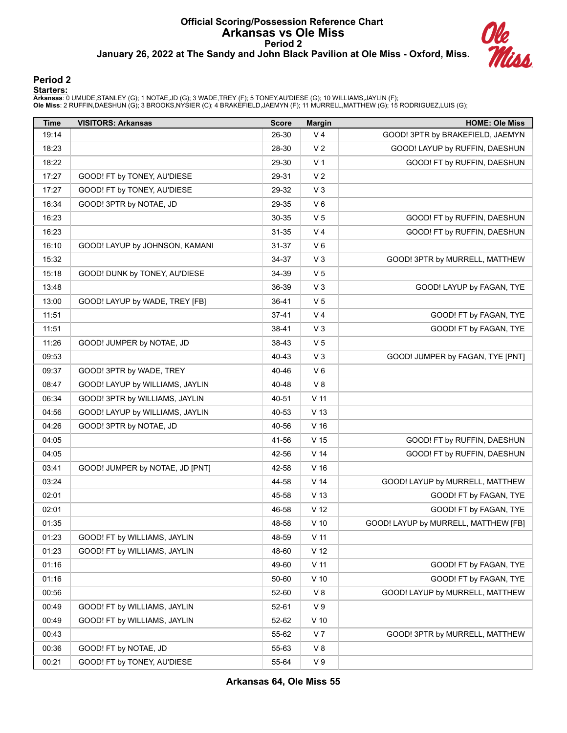# Official Scoring/Possession Reference Chart
## Arkansas vs Ole Miss
### Period 2
### January 26, 2022 at The Sandy and John Black Pavilion at Ole Miss - Oxford, Miss.

## Period 2

**Starters:**

**Arkansas**: 0 UMUDE,STANLEY (G); 1 NOTAE,JD (G); 3 WADE,TREY (F); 5 TONEY,AU'DIESE (G); 10 WILLIAMS,JAYLIN (F);
**Ole Miss**: 2 RUFFIN,DAESHUN (G); 3 BROOKS,NYSIER (C); 4 BRAKEFIELD,JAEMYN (F); 11 MURRELL,MATTHEW (G); 15 RODRIGUEZ,LUIS (G);

| Time | VISITORS: Arkansas | Score | Margin | HOME: Ole Miss |
|---|---|---|---|---|
| 19:14 | | 26-30 | V 4 | GOOD! 3PTR by BRAKEFIELD, JAEMYN |
| 18:23 | | 28-30 | V 2 | GOOD! LAYUP by RUFFIN, DAESHUN |
| 18:22 | | 29-30 | V 1 | GOOD! FT by RUFFIN, DAESHUN |
| 17:27 | GOOD! FT by TONEY, AU'DIESE | 29-31 | V 2 | |
| 17:27 | GOOD! FT by TONEY, AU'DIESE | 29-32 | V 3 | |
| 16:34 | GOOD! 3PTR by NOTAE, JD | 29-35 | V 6 | |
| 16:23 | | 30-35 | V 5 | GOOD! FT by RUFFIN, DAESHUN |
| 16:23 | | 31-35 | V 4 | GOOD! FT by RUFFIN, DAESHUN |
| 16:10 | GOOD! LAYUP by JOHNSON, KAMANI | 31-37 | V 6 | |
| 15:32 | | 34-37 | V 3 | GOOD! 3PTR by MURRELL, MATTHEW |
| 15:18 | GOOD! DUNK by TONEY, AU'DIESE | 34-39 | V 5 | |
| 13:48 | | 36-39 | V 3 | GOOD! LAYUP by FAGAN, TYE |
| 13:00 | GOOD! LAYUP by WADE, TREY [FB] | 36-41 | V 5 | |
| 11:51 | | 37-41 | V 4 | GOOD! FT by FAGAN, TYE |
| 11:51 | | 38-41 | V 3 | GOOD! FT by FAGAN, TYE |
| 11:26 | GOOD! JUMPER by NOTAE, JD | 38-43 | V 5 | |
| 09:53 | | 40-43 | V 3 | GOOD! JUMPER by FAGAN, TYE [PNT] |
| 09:37 | GOOD! 3PTR by WADE, TREY | 40-46 | V 6 | |
| 08:47 | GOOD! LAYUP by WILLIAMS, JAYLIN | 40-48 | V 8 | |
| 06:34 | GOOD! 3PTR by WILLIAMS, JAYLIN | 40-51 | V 11 | |
| 04:56 | GOOD! LAYUP by WILLIAMS, JAYLIN | 40-53 | V 13 | |
| 04:26 | GOOD! 3PTR by NOTAE, JD | 40-56 | V 16 | |
| 04:05 | | 41-56 | V 15 | GOOD! FT by RUFFIN, DAESHUN |
| 04:05 | | 42-56 | V 14 | GOOD! FT by RUFFIN, DAESHUN |
| 03:41 | GOOD! JUMPER by NOTAE, JD [PNT] | 42-58 | V 16 | |
| 03:24 | | 44-58 | V 14 | GOOD! LAYUP by MURRELL, MATTHEW |
| 02:01 | | 45-58 | V 13 | GOOD! FT by FAGAN, TYE |
| 02:01 | | 46-58 | V 12 | GOOD! FT by FAGAN, TYE |
| 01:35 | | 48-58 | V 10 | GOOD! LAYUP by MURRELL, MATTHEW [FB] |
| 01:23 | GOOD! FT by WILLIAMS, JAYLIN | 48-59 | V 11 | |
| 01:23 | GOOD! FT by WILLIAMS, JAYLIN | 48-60 | V 12 | |
| 01:16 | | 49-60 | V 11 | GOOD! FT by FAGAN, TYE |
| 01:16 | | 50-60 | V 10 | GOOD! FT by FAGAN, TYE |
| 00:56 | | 52-60 | V 8 | GOOD! LAYUP by MURRELL, MATTHEW |
| 00:49 | GOOD! FT by WILLIAMS, JAYLIN | 52-61 | V 9 | |
| 00:49 | GOOD! FT by WILLIAMS, JAYLIN | 52-62 | V 10 | |
| 00:43 | | 55-62 | V 7 | GOOD! 3PTR by MURRELL, MATTHEW |
| 00:36 | GOOD! FT by NOTAE, JD | 55-63 | V 8 | |
| 00:21 | GOOD! FT by TONEY, AU'DIESE | 55-64 | V 9 | |

**Arkansas 64, Ole Miss 55**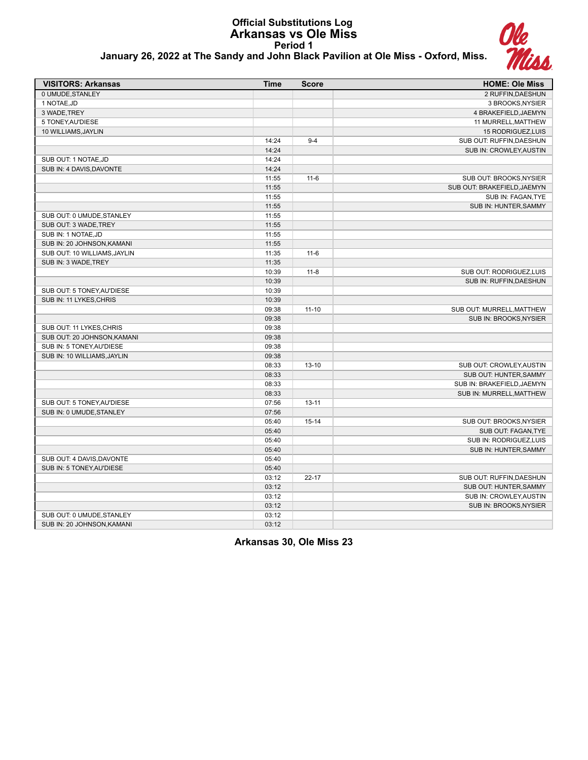# Official Substitutions Log
## Arkansas vs Ole Miss
### Period 1
**January 26, 2022 at The Sandy and John Black Pavilion at Ole Miss - Oxford, Miss.**

| VISITORS: Arkansas | Time | Score | HOME: Ole Miss |
|---|---|---|---|
| 0 UMUDE,STANLEY | | | 2 RUFFIN,DAESHUN |
| 1 NOTAE,JD | | | 3 BROOKS,NYSIER |
| 3 WADE,TREY | | | 4 BRAKEFIELD,JAEMYN |
| 5 TONEY,AU'DIESE | | | 11 MURRELL,MATTHEW |
| 10 WILLIAMS,JAYLIN | | | 15 RODRIGUEZ,LUIS |
| | 14:24 | 9-4 | SUB OUT: RUFFIN,DAESHUN |
| | 14:24 | | SUB IN: CROWLEY,AUSTIN |
| SUB OUT: 1 NOTAE,JD | 14:24 | | |
| SUB IN: 4 DAVIS,DAVONTE | 14:24 | | |
| | 11:55 | 11-6 | SUB OUT: BROOKS,NYSIER |
| | 11:55 | | SUB OUT: BRAKEFIELD,JAEMYN |
| | 11:55 | | SUB IN: FAGAN,TYE |
| | 11:55 | | SUB IN: HUNTER,SAMMY |
| SUB OUT: 0 UMUDE,STANLEY | 11:55 | | |
| SUB OUT: 3 WADE,TREY | 11:55 | | |
| SUB IN: 1 NOTAE,JD | 11:55 | | |
| SUB IN: 20 JOHNSON,KAMANI | 11:55 | | |
| SUB OUT: 10 WILLIAMS,JAYLIN | 11:35 | 11-6 | |
| SUB IN: 3 WADE,TREY | 11:35 | | |
| | 10:39 | 11-8 | SUB OUT: RODRIGUEZ,LUIS |
| | 10:39 | | SUB IN: RUFFIN,DAESHUN |
| SUB OUT: 5 TONEY,AU'DIESE | 10:39 | | |
| SUB IN: 11 LYKES,CHRIS | 10:39 | | |
| | 09:38 | 11-10 | SUB OUT: MURRELL,MATTHEW |
| | 09:38 | | SUB IN: BROOKS,NYSIER |
| SUB OUT: 11 LYKES,CHRIS | 09:38 | | |
| SUB OUT: 20 JOHNSON,KAMANI | 09:38 | | |
| SUB IN: 5 TONEY,AU'DIESE | 09:38 | | |
| SUB IN: 10 WILLIAMS,JAYLIN | 09:38 | | |
| | 08:33 | 13-10 | SUB OUT: CROWLEY,AUSTIN |
| | 08:33 | | SUB OUT: HUNTER,SAMMY |
| | 08:33 | | SUB IN: BRAKEFIELD,JAEMYN |
| | 08:33 | | SUB IN: MURRELL,MATTHEW |
| SUB OUT: 5 TONEY,AU'DIESE | 07:56 | 13-11 | |
| SUB IN: 0 UMUDE,STANLEY | 07:56 | | |
| | 05:40 | 15-14 | SUB OUT: BROOKS,NYSIER |
| | 05:40 | | SUB OUT: FAGAN,TYE |
| | 05:40 | | SUB IN: RODRIGUEZ,LUIS |
| | 05:40 | | SUB IN: HUNTER,SAMMY |
| SUB OUT: 4 DAVIS,DAVONTE | 05:40 | | |
| SUB IN: 5 TONEY,AU'DIESE | 05:40 | | |
| | 03:12 | 22-17 | SUB OUT: RUFFIN,DAESHUN |
| | 03:12 | | SUB OUT: HUNTER,SAMMY |
| | 03:12 | | SUB IN: CROWLEY,AUSTIN |
| | 03:12 | | SUB IN: BROOKS,NYSIER |
| SUB OUT: 0 UMUDE,STANLEY | 03:12 | | |
| SUB IN: 20 JOHNSON,KAMANI | 03:12 | | |

**Arkansas 30, Ole Miss 23**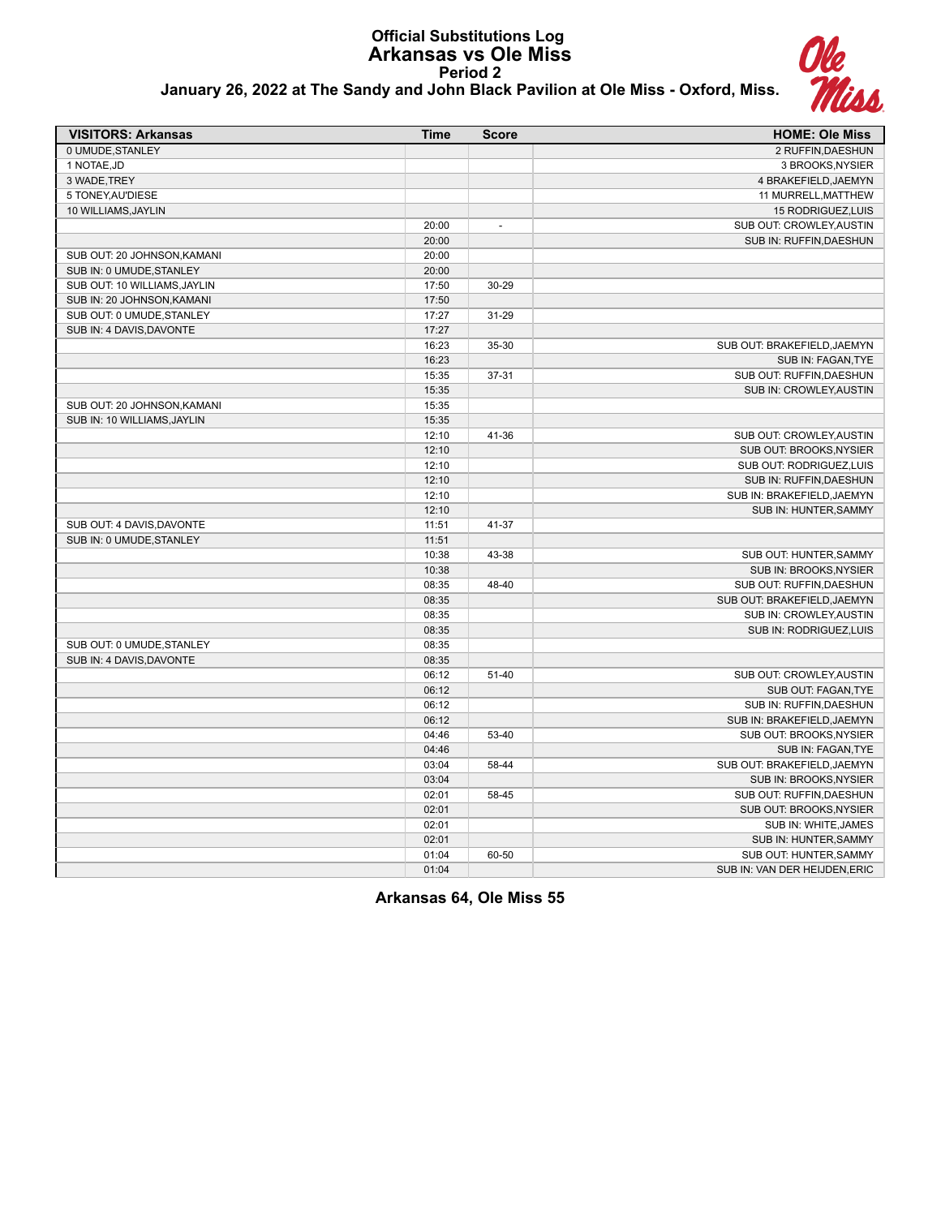# Official Substitutions Log
## Arkansas vs Ole Miss
### Period 2
### January 26, 2022 at The Sandy and John Black Pavilion at Ole Miss - Oxford, Miss.

| VISITORS: Arkansas | Time | Score | HOME: Ole Miss |
|---|---|---|---|
| 0 UMUDE,STANLEY | | | 2 RUFFIN,DAESHUN |
| 1 NOTAE,JD | | | 3 BROOKS,NYSIER |
| 3 WADE,TREY | | | 4 BRAKEFIELD,JAEMYN |
| 5 TONEY,AU'DIESE | | | 11 MURRELL,MATTHEW |
| 10 WILLIAMS,JAYLIN | | | 15 RODRIGUEZ,LUIS |
| | 20:00 | - | SUB OUT: CROWLEY,AUSTIN |
| | 20:00 | | SUB IN: RUFFIN,DAESHUN |
| SUB OUT: 20 JOHNSON,KAMANI | 20:00 | | |
| SUB IN: 0 UMUDE,STANLEY | 20:00 | | |
| SUB OUT: 10 WILLIAMS,JAYLIN | 17:50 | 30-29 | |
| SUB IN: 20 JOHNSON,KAMANI | 17:50 | | |
| SUB OUT: 0 UMUDE,STANLEY | 17:27 | 31-29 | |
| SUB IN: 4 DAVIS,DAVONTE | 17:27 | | |
| | 16:23 | 35-30 | SUB OUT: BRAKEFIELD,JAEMYN |
| | 16:23 | | SUB IN: FAGAN,TYE |
| | 15:35 | 37-31 | SUB OUT: RUFFIN,DAESHUN |
| | 15:35 | | SUB IN: CROWLEY,AUSTIN |
| SUB OUT: 20 JOHNSON,KAMANI | 15:35 | | |
| SUB IN: 10 WILLIAMS,JAYLIN | 15:35 | | |
| | 12:10 | 41-36 | SUB OUT: CROWLEY,AUSTIN |
| | 12:10 | | SUB OUT: BROOKS,NYSIER |
| | 12:10 | | SUB OUT: RODRIGUEZ,LUIS |
| | 12:10 | | SUB IN: RUFFIN,DAESHUN |
| | 12:10 | | SUB IN: BRAKEFIELD,JAEMYN |
| | 12:10 | | SUB IN: HUNTER,SAMMY |
| SUB OUT: 4 DAVIS,DAVONTE | 11:51 | 41-37 | |
| SUB IN: 0 UMUDE,STANLEY | 11:51 | | |
| | 10:38 | 43-38 | SUB OUT: HUNTER,SAMMY |
| | 10:38 | | SUB IN: BROOKS,NYSIER |
| | 08:35 | 48-40 | SUB OUT: RUFFIN,DAESHUN |
| | 08:35 | | SUB OUT: BRAKEFIELD,JAEMYN |
| | 08:35 | | SUB IN: CROWLEY,AUSTIN |
| | 08:35 | | SUB IN: RODRIGUEZ,LUIS |
| SUB OUT: 0 UMUDE,STANLEY | 08:35 | | |
| SUB IN: 4 DAVIS,DAVONTE | 08:35 | | |
| | 06:12 | 51-40 | SUB OUT: CROWLEY,AUSTIN |
| | 06:12 | | SUB OUT: FAGAN,TYE |
| | 06:12 | | SUB IN: RUFFIN,DAESHUN |
| | 06:12 | | SUB IN: BRAKEFIELD,JAEMYN |
| | 04:46 | 53-40 | SUB OUT: BROOKS,NYSIER |
| | 04:46 | | SUB IN: FAGAN,TYE |
| | 03:04 | 58-44 | SUB OUT: BRAKEFIELD,JAEMYN |
| | 03:04 | | SUB IN: BROOKS,NYSIER |
| | 02:01 | 58-45 | SUB OUT: RUFFIN,DAESHUN |
| | 02:01 | | SUB OUT: BROOKS,NYSIER |
| | 02:01 | | SUB IN: WHITE,JAMES |
| | 02:01 | | SUB IN: HUNTER,SAMMY |
| | 01:04 | 60-50 | SUB OUT: HUNTER,SAMMY |
| | 01:04 | | SUB IN: VAN DER HEIJDEN,ERIC |

**Arkansas 64, Ole Miss 55**